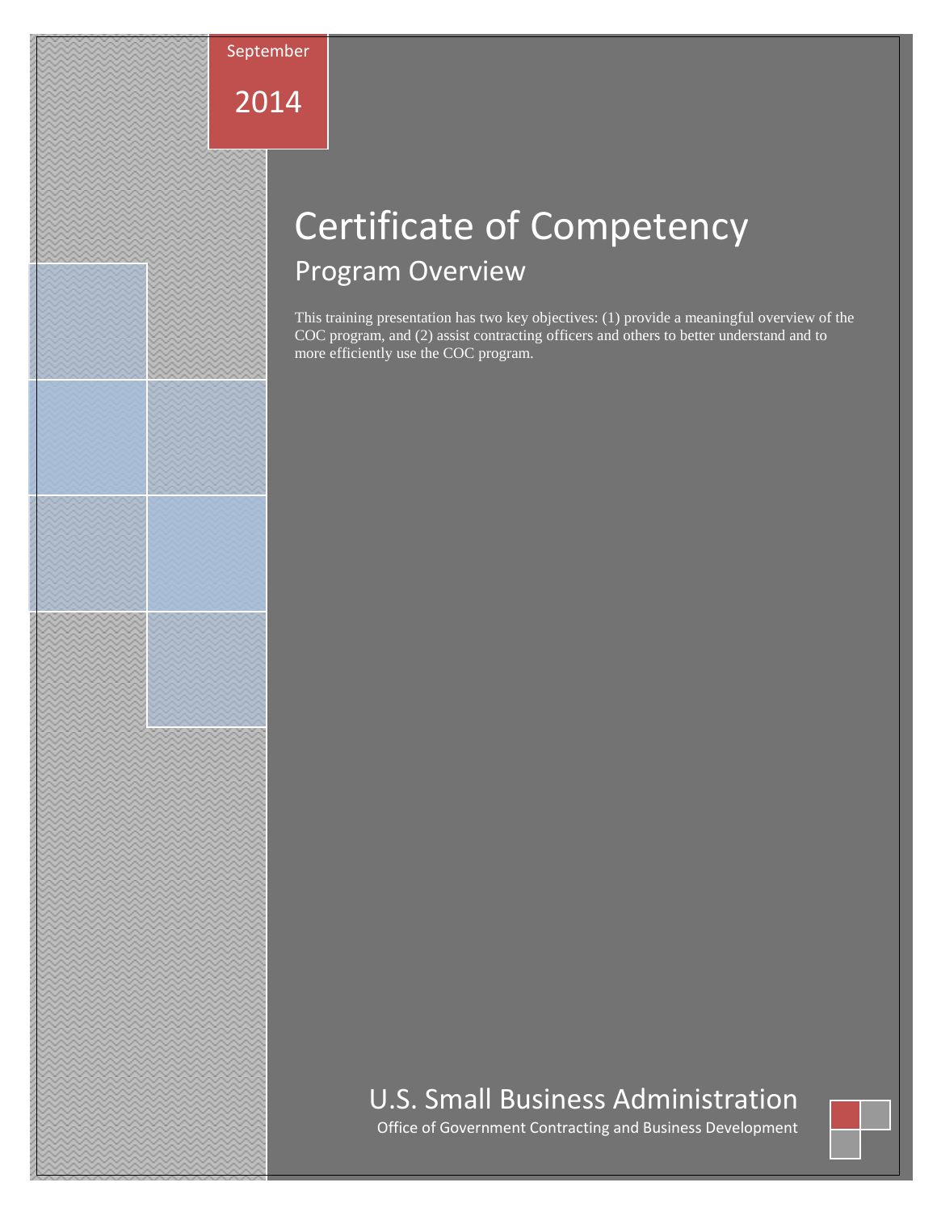September

2014

# Certificate of Competency

## Program Overview

This training presentation has two key objectives: (1) provide a meaningful overview of the COC program, and (2) assist contracting officers and others to better understand and to more efficiently use the COC program.

U.S. Small Business Administration

Office of Government Contracting and Business Development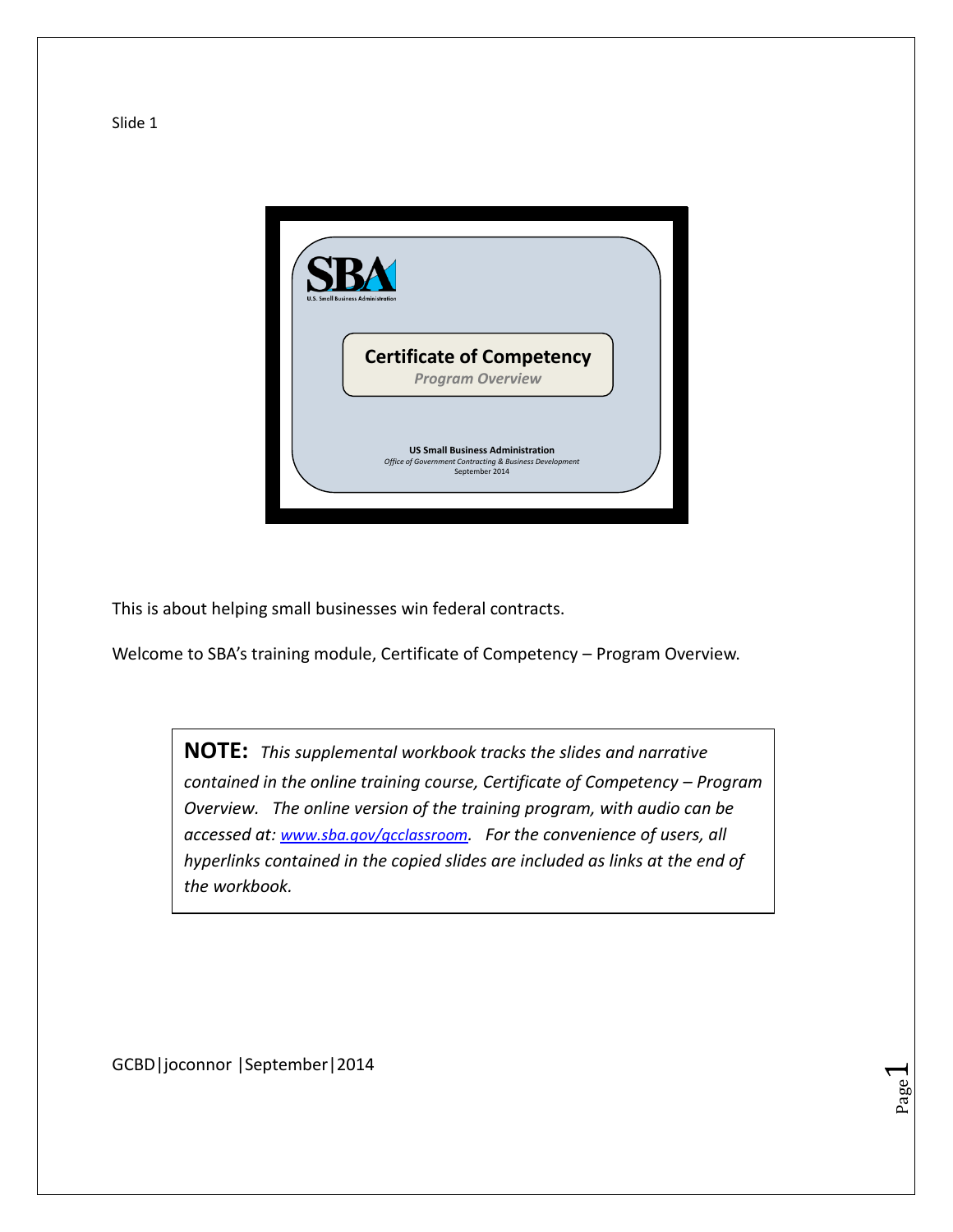Slide 1

Certificate of Competency

*Program Overview*

**US Small Business Administration**

*Office of Government Contracting & Business Development*

September 2014

This is about helping small businesses win federal contracts.

Welcome to SBA's training module, Certificate of Competency – Program Overview.

> **NOTE:** *This supplemental workbook tracks the slides and narrative contained in the online training course, Certificate of Competency – Program Overview. The online version of the training program, with audio can be accessed at: [www.sba.gov/gcclassroom](http://www.sba.gov/gcclassroom). For the convenience of users, all hyperlinks contained in the copied slides are included as links at the end of the workbook.*

GCBD|joconnor |September|2014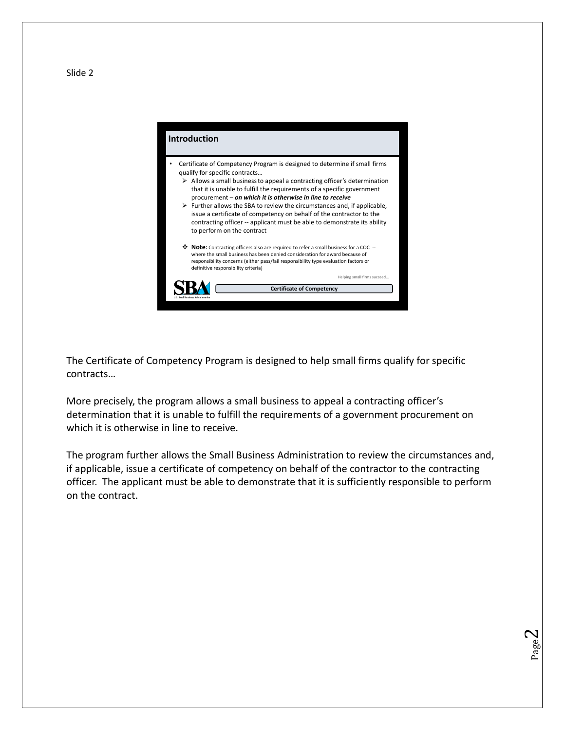Slide 2

## Introduction

- Certificate of Competency Program is designed to determine if small firms qualify for specific contracts…
  - Allows a small business to appeal a contracting officer's determination that it is unable to fulfill the requirements of a specific government procurement – ***on which it is otherwise in line to receive***
  - Further allows the SBA to review the circumstances and, if applicable, issue a certificate of competency on behalf of the contractor to the contracting officer -- applicant must be able to demonstrate its ability to perform on the contract

  - **Note:** Contracting officers also are required to refer a small business for a COC -- where the small business has been denied consideration for award because of responsibility concerns (either pass/fail responsibility type evaluation factors or definitive responsibility criteria)

Helping small firms succeed…

SBA U.S. Small Business Administration

**Certificate of Competency**

The Certificate of Competency Program is designed to help small firms qualify for specific contracts…

More precisely, the program allows a small business to appeal a contracting officer's determination that it is unable to fulfill the requirements of a government procurement on which it is otherwise in line to receive.

The program further allows the Small Business Administration to review the circumstances and, if applicable, issue a certificate of competency on behalf of the contractor to the contracting officer. The applicant must be able to demonstrate that it is sufficiently responsible to perform on the contract.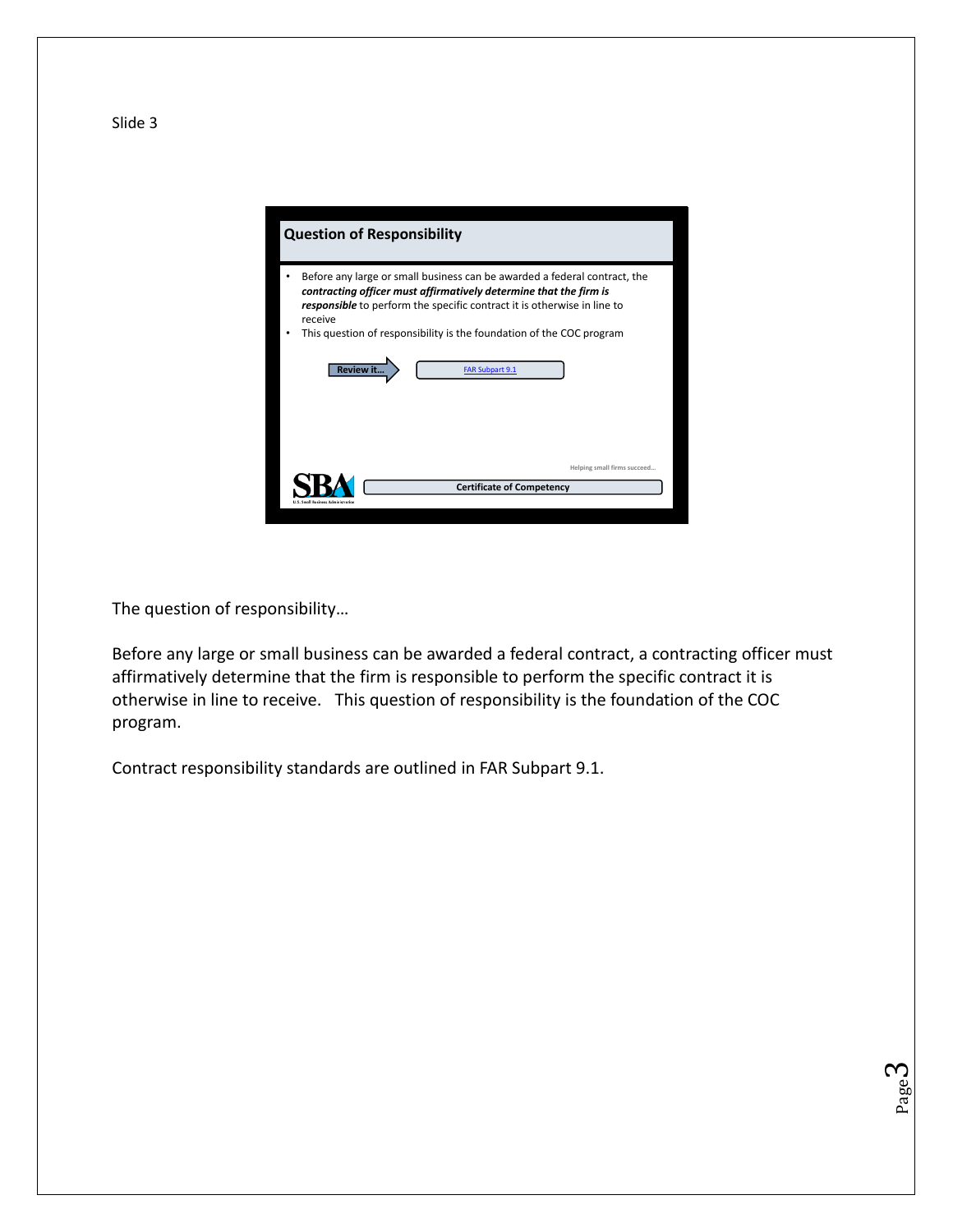Slide 3

## Question of Responsibility

- Before any large or small business can be awarded a federal contract, the ***contracting officer must affirmatively determine that the firm is responsible*** to perform the specific contract it is otherwise in line to receive
- This question of responsibility is the foundation of the COC program

**Review it…** FAR Subpart 9.1

Helping small firms succeed…

SBA U.S. Small Business Administration

**Certificate of Competency**

The question of responsibility…

Before any large or small business can be awarded a federal contract, a contracting officer must affirmatively determine that the firm is responsible to perform the specific contract it is otherwise in line to receive. This question of responsibility is the foundation of the COC program.

Contract responsibility standards are outlined in FAR Subpart 9.1.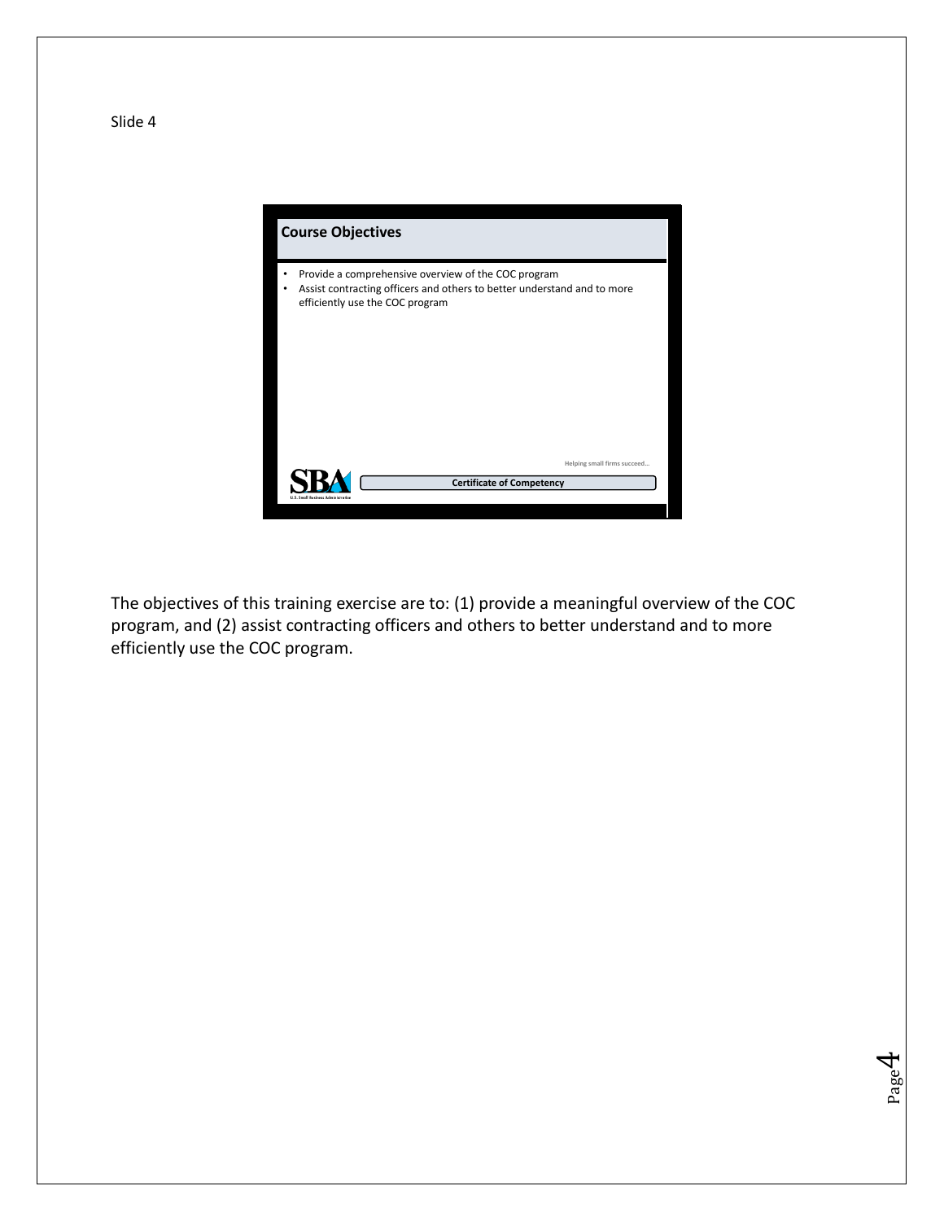Slide 4

## Course Objectives

- Provide a comprehensive overview of the COC program
- Assist contracting officers and others to better understand and to more efficiently use the COC program

Helping small firms succeed…

**Certificate of Competency**

The objectives of this training exercise are to: (1) provide a meaningful overview of the COC program, and (2) assist contracting officers and others to better understand and to more efficiently use the COC program.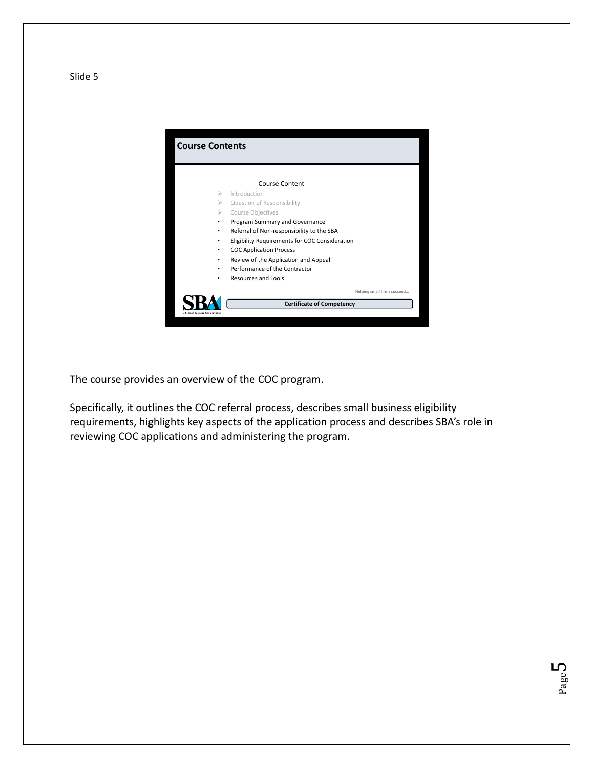Slide 5

## Course Contents

Course Content

- Introduction
- Question of Responsibility
- Course Objectives
- Program Summary and Governance
- Referral of Non-responsibility to the SBA
- Eligibility Requirements for COC Consideration
- COC Application Process
- Review of the Application and Appeal
- Performance of the Contractor
- Resources and Tools

Helping small firms succeed…

SBA U.S. Small Business Administration

**Certificate of Competency**

The course provides an overview of the COC program.

Specifically, it outlines the COC referral process, describes small business eligibility requirements, highlights key aspects of the application process and describes SBA's role in reviewing COC applications and administering the program.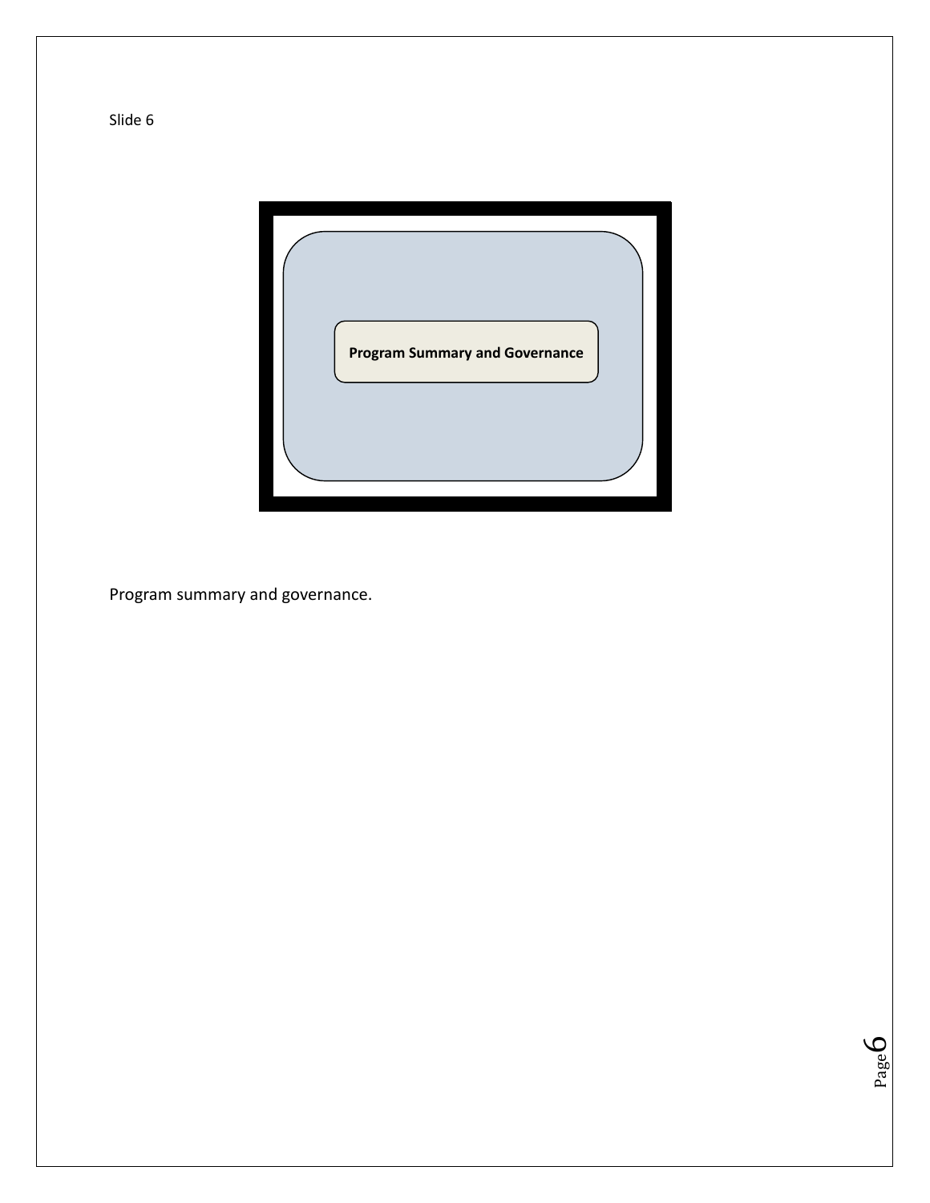Slide 6

Program Summary and Governance

Program summary and governance.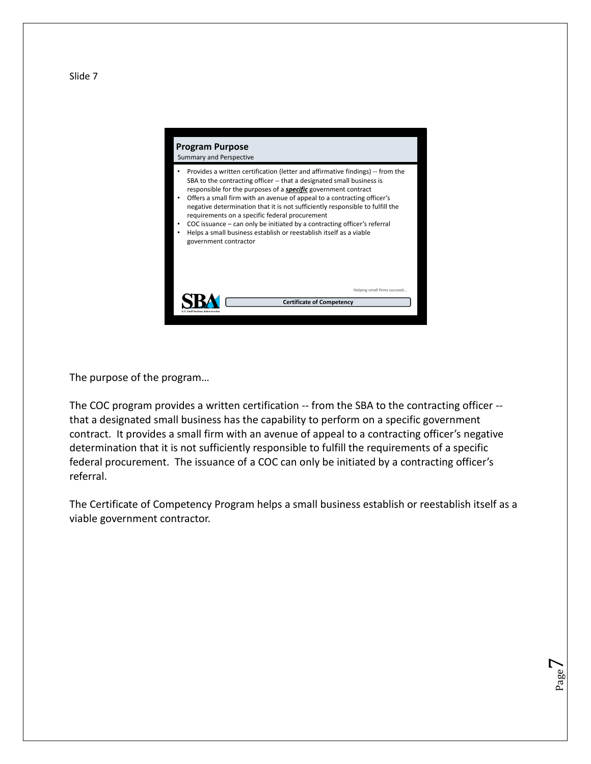Slide 7

## Program Purpose

Summary and Perspective

- Provides a written certification (letter and affirmative findings) -- from the SBA to the contracting officer -- that a designated small business is responsible for the purposes of a ***specific*** government contract
- Offers a small firm with an avenue of appeal to a contracting officer's negative determination that it is not sufficiently responsible to fulfill the requirements on a specific federal procurement
- COC issuance – can only be initiated by a contracting officer's referral
- Helps a small business establish or reestablish itself as a viable government contractor

Helping small firms succeed…

Certificate of Competency

The purpose of the program…

The COC program provides a written certification -- from the SBA to the contracting officer -- that a designated small business has the capability to perform on a specific government contract. It provides a small firm with an avenue of appeal to a contracting officer's negative determination that it is not sufficiently responsible to fulfill the requirements of a specific federal procurement. The issuance of a COC can only be initiated by a contracting officer's referral.

The Certificate of Competency Program helps a small business establish or reestablish itself as a viable government contractor.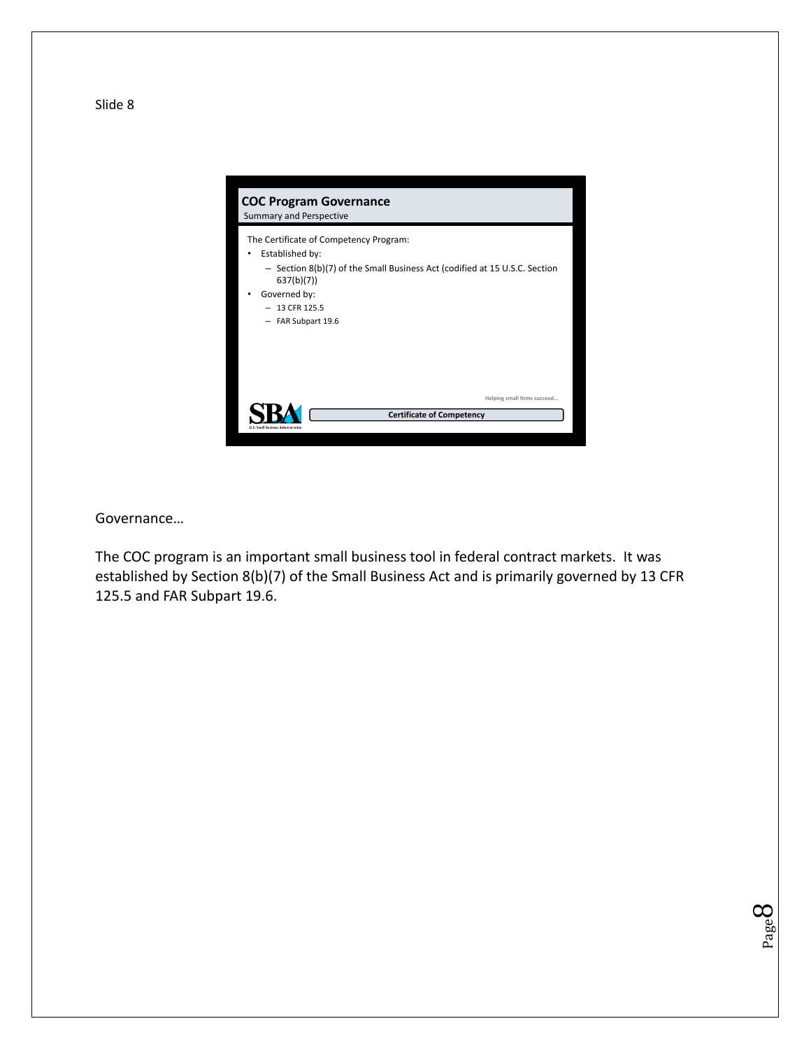Slide 8

## COC Program Governance

Summary and Perspective

The Certificate of Competency Program:

- Established by:
  - Section 8(b)(7) of the Small Business Act (codified at 15 U.S.C. Section 637(b)(7))
- Governed by:
  - 13 CFR 125.5
  - FAR Subpart 19.6

Helping small firms succeed…

SBA U.S. Small Business Administration

**Certificate of Competency**

Governance…

The COC program is an important small business tool in federal contract markets. It was established by Section 8(b)(7) of the Small Business Act and is primarily governed by 13 CFR 125.5 and FAR Subpart 19.6.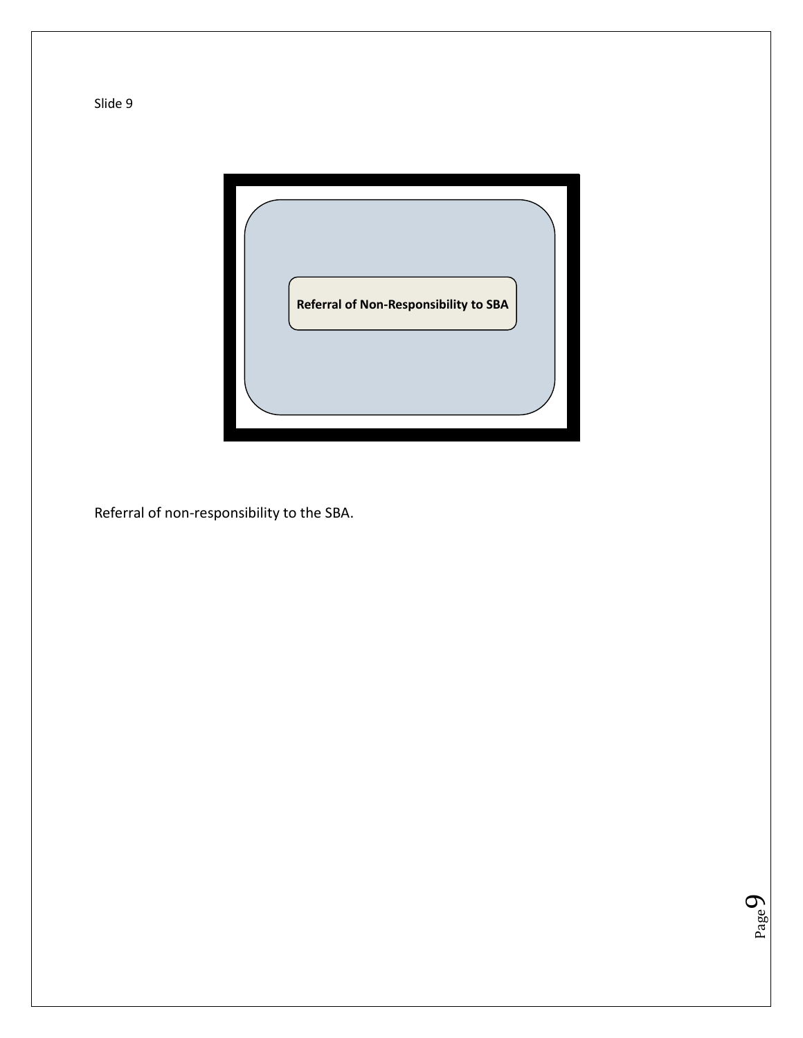Slide 9

**Referral of Non-Responsibility to SBA**

Referral of non-responsibility to the SBA.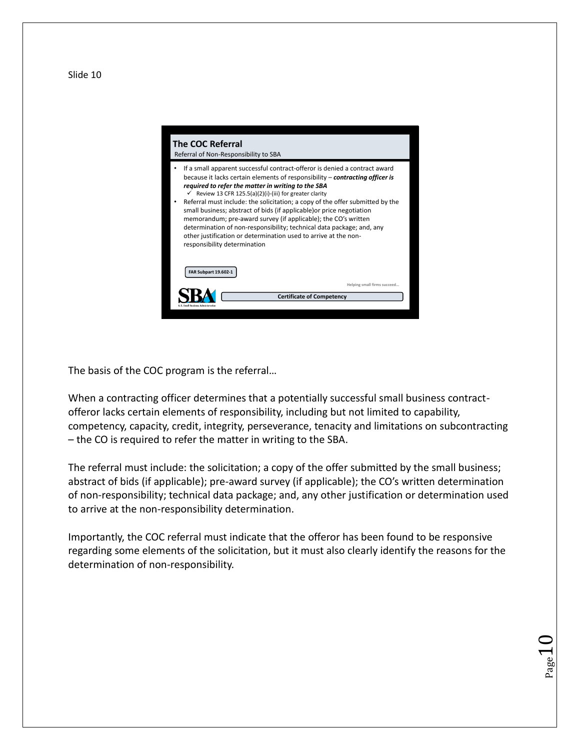Slide 10

## The COC Referral

Referral of Non-Responsibility to SBA

- If a small apparent successful contract-offeror is denied a contract award because it lacks certain elements of responsibility – ***contracting officer is required to refer the matter in writing to the SBA***
  - ✓ Review 13 CFR 125.5(a)(2)(i)-(iii) for greater clarity
- Referral must include: the solicitation; a copy of the offer submitted by the small business; abstract of bids (if applicable)or price negotiation memorandum; pre-award survey (if applicable); the CO's written determination of non-responsibility; technical data package; and, any other justification or determination used to arrive at the non-responsibility determination

**FAR Subpart 19.602-1**

Helping small firms succeed…

**Certificate of Competency**

The basis of the COC program is the referral…

When a contracting officer determines that a potentially successful small business contract-offeror lacks certain elements of responsibility, including but not limited to capability, competency, capacity, credit, integrity, perseverance, tenacity and limitations on subcontracting – the CO is required to refer the matter in writing to the SBA.

The referral must include: the solicitation; a copy of the offer submitted by the small business; abstract of bids (if applicable); pre-award survey (if applicable); the CO's written determination of non-responsibility; technical data package; and, any other justification or determination used to arrive at the non-responsibility determination.

Importantly, the COC referral must indicate that the offeror has been found to be responsive regarding some elements of the solicitation, but it must also clearly identify the reasons for the determination of non-responsibility.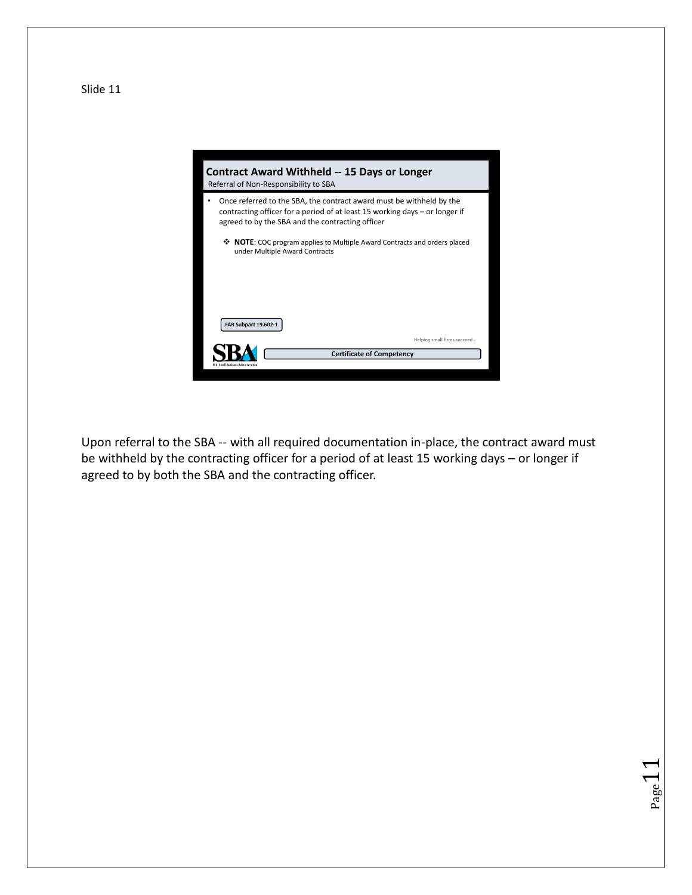Slide 11

## Contract Award Withheld -- 15 Days or Longer

Referral of Non-Responsibility to SBA

- Once referred to the SBA, the contract award must be withheld by the contracting officer for a period of at least 15 working days – or longer if agreed to by the SBA and the contracting officer

  ❖ **NOTE**: COC program applies to Multiple Award Contracts and orders placed under Multiple Award Contracts

FAR Subpart 19.602-1

Helping small firms succeed…

SBA U.S. Small Business Administration

Certificate of Competency

Upon referral to the SBA -- with all required documentation in-place, the contract award must be withheld by the contracting officer for a period of at least 15 working days – or longer if agreed to by both the SBA and the contracting officer.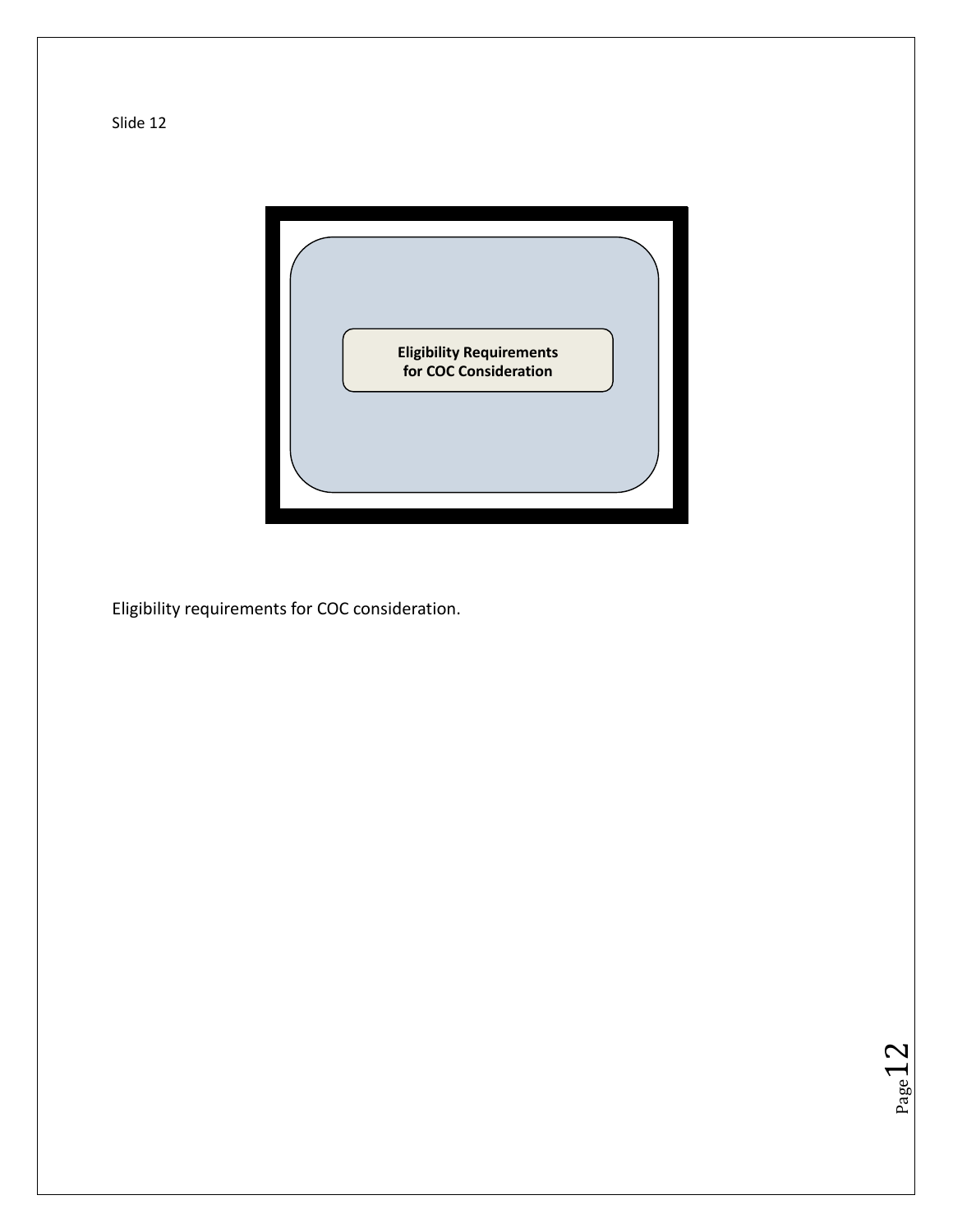Slide 12

**Eligibility Requirements for COC Consideration**

Eligibility requirements for COC consideration.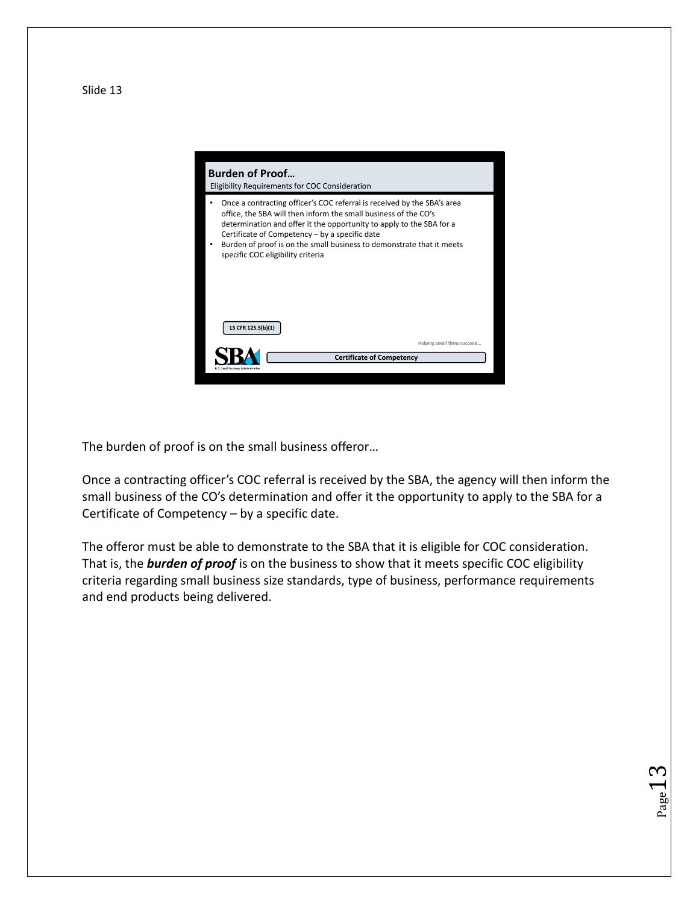Slide 13

## Burden of Proof…

Eligibility Requirements for COC Consideration

- Once a contracting officer's COC referral is received by the SBA's area office, the SBA will then inform the small business of the CO's determination and offer it the opportunity to apply to the SBA for a Certificate of Competency – by a specific date
- Burden of proof is on the small business to demonstrate that it meets specific COC eligibility criteria

13 CFR 125.5(b)(1)

Helping small firms succeed…

SBA U.S. Small Business Administration

Certificate of Competency

The burden of proof is on the small business offeror…

Once a contracting officer's COC referral is received by the SBA, the agency will then inform the small business of the CO's determination and offer it the opportunity to apply to the SBA for a Certificate of Competency – by a specific date.

The offeror must be able to demonstrate to the SBA that it is eligible for COC consideration. That is, the ***burden of proof*** is on the business to show that it meets specific COC eligibility criteria regarding small business size standards, type of business, performance requirements and end products being delivered.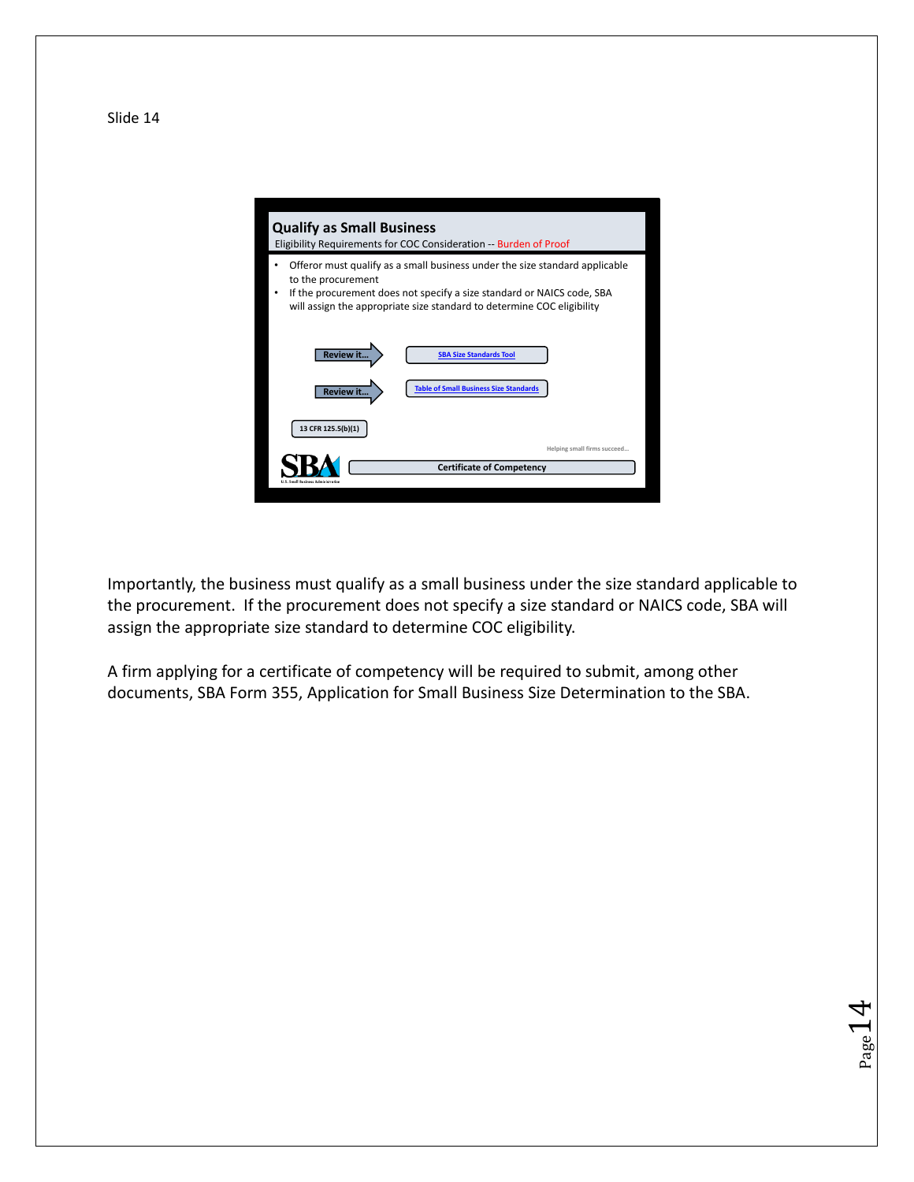Slide 14

## Qualify as Small Business

Eligibility Requirements for COC Consideration -- Burden of Proof

- Offeror must qualify as a small business under the size standard applicable to the procurement
- If the procurement does not specify a size standard or NAICS code, SBA will assign the appropriate size standard to determine COC eligibility

Review it… SBA Size Standards Tool

Review it… Table of Small Business Size Standards

13 CFR 125.5(b)(1)

Helping small firms succeed…

Certificate of Competency

Importantly, the business must qualify as a small business under the size standard applicable to the procurement. If the procurement does not specify a size standard or NAICS code, SBA will assign the appropriate size standard to determine COC eligibility.

A firm applying for a certificate of competency will be required to submit, among other documents, SBA Form 355, Application for Small Business Size Determination to the SBA.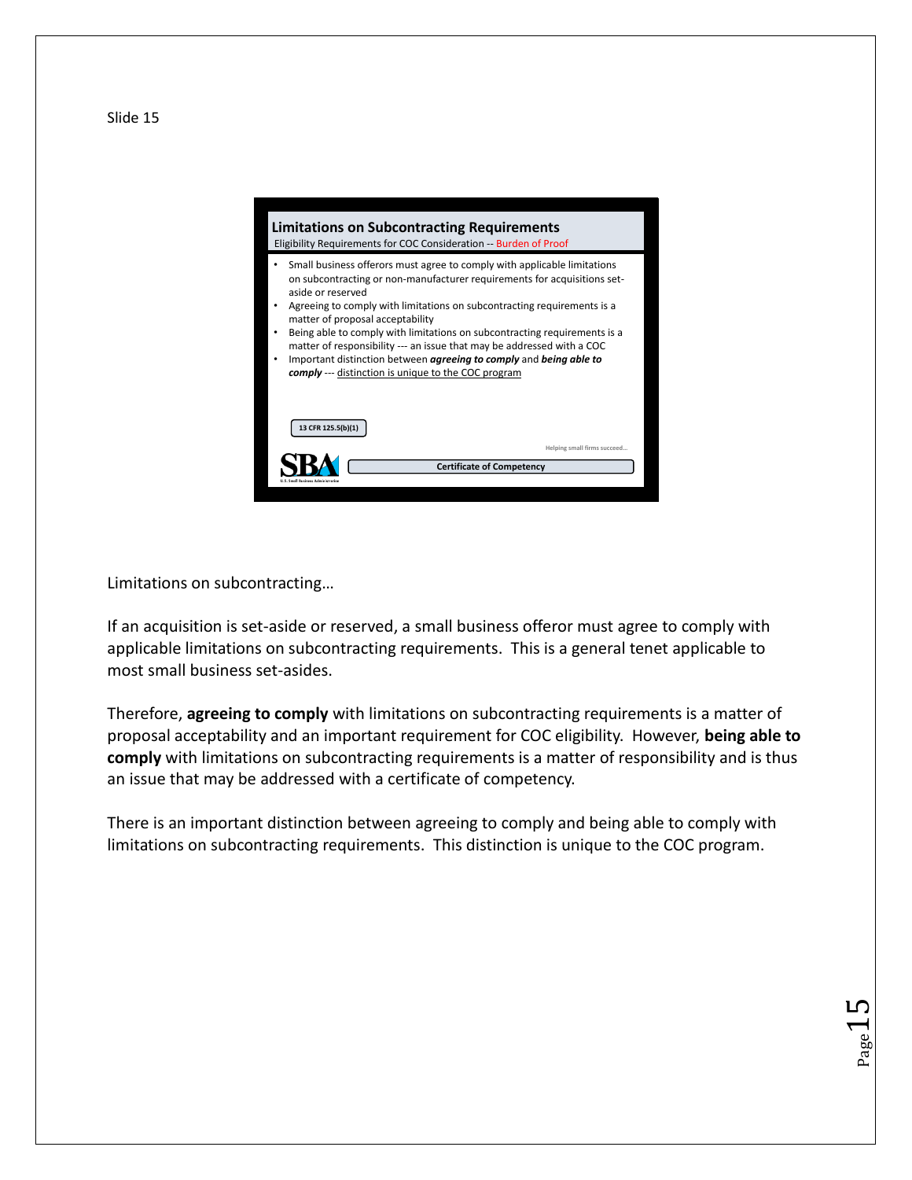Slide 15

## Limitations on Subcontracting Requirements

Eligibility Requirements for COC Consideration -- Burden of Proof

- Small business offerors must agree to comply with applicable limitations on subcontracting or non-manufacturer requirements for acquisitions set-aside or reserved
- Agreeing to comply with limitations on subcontracting requirements is a matter of proposal acceptability
- Being able to comply with limitations on subcontracting requirements is a matter of responsibility --- an issue that may be addressed with a COC
- Important distinction between ***agreeing to comply*** and ***being able to comply*** --- distinction is unique to the COC program

13 CFR 125.5(b)(1)

Helping small firms succeed…

SBA U.S. Small Business Administration

Certificate of Competency

Limitations on subcontracting…

If an acquisition is set-aside or reserved, a small business offeror must agree to comply with applicable limitations on subcontracting requirements. This is a general tenet applicable to most small business set-asides.

Therefore, **agreeing to comply** with limitations on subcontracting requirements is a matter of proposal acceptability and an important requirement for COC eligibility. However, **being able to comply** with limitations on subcontracting requirements is a matter of responsibility and is thus an issue that may be addressed with a certificate of competency.

There is an important distinction between agreeing to comply and being able to comply with limitations on subcontracting requirements. This distinction is unique to the COC program.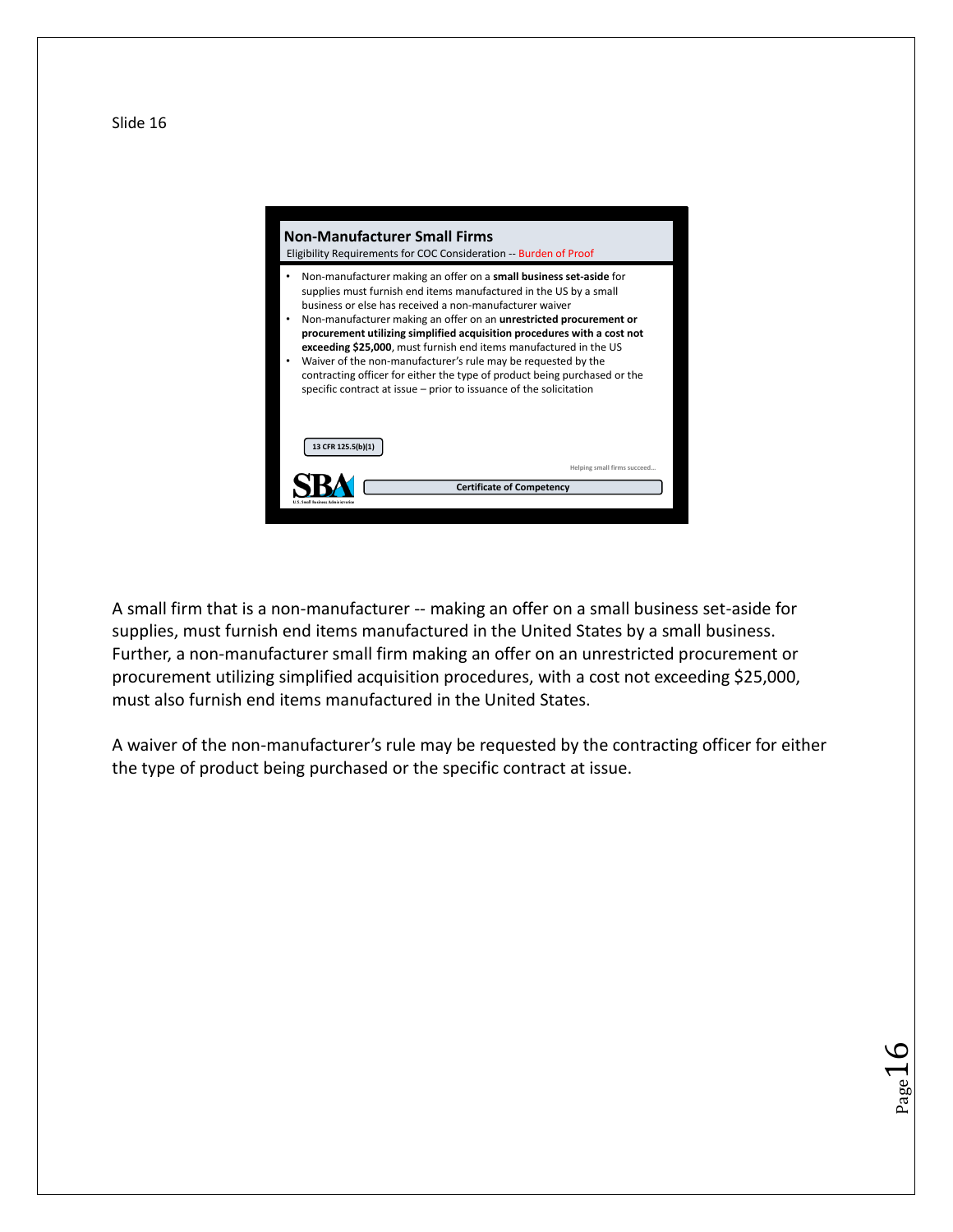Slide 16

## Non-Manufacturer Small Firms

Eligibility Requirements for COC Consideration -- Burden of Proof

- Non-manufacturer making an offer on a **small business set-aside** for supplies must furnish end items manufactured in the US by a small business or else has received a non-manufacturer waiver
- Non-manufacturer making an offer on an **unrestricted procurement or procurement utilizing simplified acquisition procedures with a cost not exceeding $25,000**, must furnish end items manufactured in the US
- Waiver of the non-manufacturer's rule may be requested by the contracting officer for either the type of product being purchased or the specific contract at issue – prior to issuance of the solicitation

13 CFR 125.5(b)(1)

Helping small firms succeed…

Certificate of Competency

A small firm that is a non-manufacturer -- making an offer on a small business set-aside for supplies, must furnish end items manufactured in the United States by a small business. Further, a non-manufacturer small firm making an offer on an unrestricted procurement or procurement utilizing simplified acquisition procedures, with a cost not exceeding $25,000, must also furnish end items manufactured in the United States.

A waiver of the non-manufacturer's rule may be requested by the contracting officer for either the type of product being purchased or the specific contract at issue.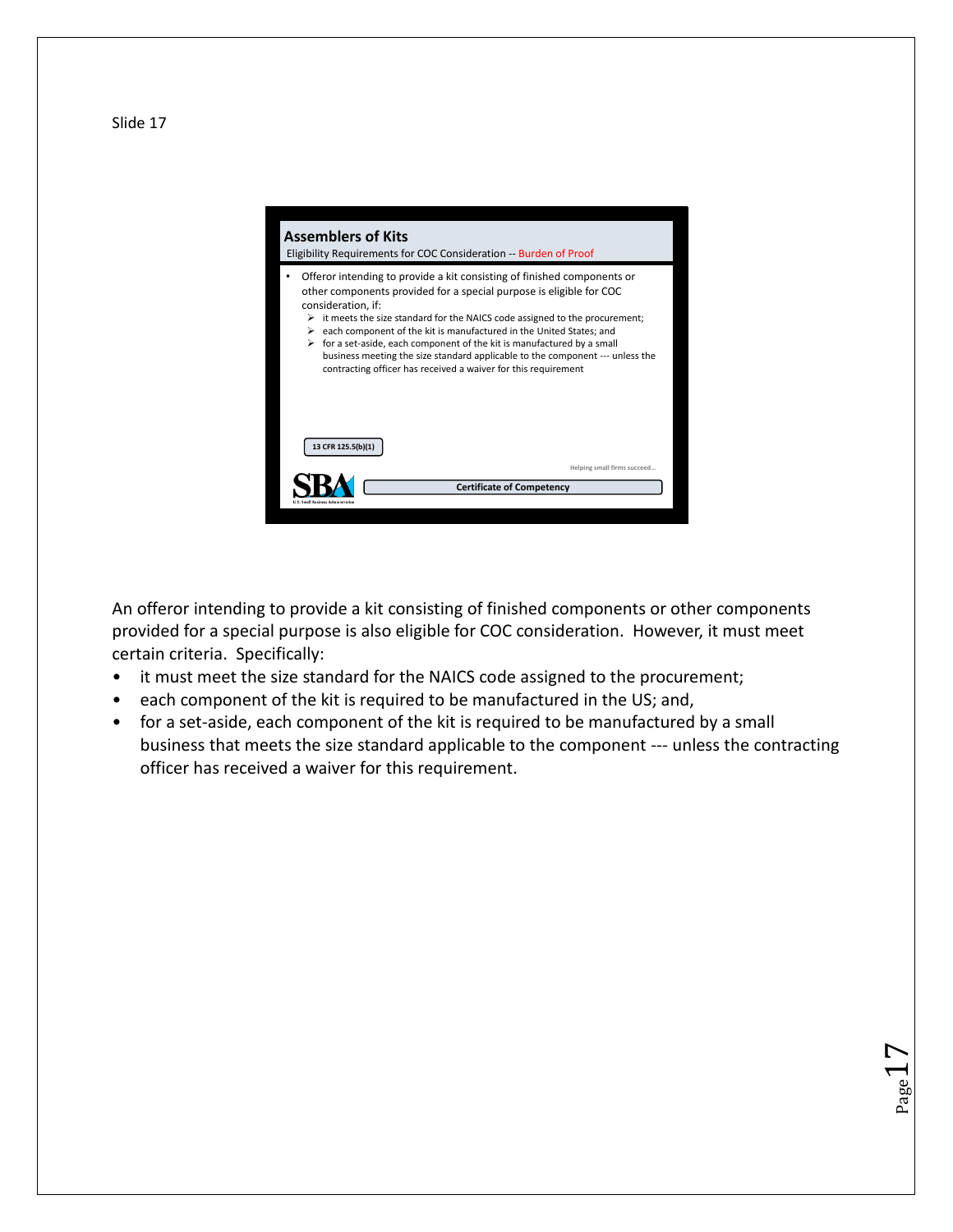Slide 17

## Assemblers of Kits

Eligibility Requirements for COC Consideration -- Burden of Proof

- Offeror intending to provide a kit consisting of finished components or other components provided for a special purpose is eligible for COC consideration, if:
  - it meets the size standard for the NAICS code assigned to the procurement;
  - each component of the kit is manufactured in the United States; and
  - for a set-aside, each component of the kit is manufactured by a small business meeting the size standard applicable to the component --- unless the contracting officer has received a waiver for this requirement

13 CFR 125.5(b)(1)

Helping small firms succeed…

Certificate of Competency

An offeror intending to provide a kit consisting of finished components or other components provided for a special purpose is also eligible for COC consideration. However, it must meet certain criteria. Specifically:

- it must meet the size standard for the NAICS code assigned to the procurement;
- each component of the kit is required to be manufactured in the US; and,
- for a set-aside, each component of the kit is required to be manufactured by a small business that meets the size standard applicable to the component --- unless the contracting officer has received a waiver for this requirement.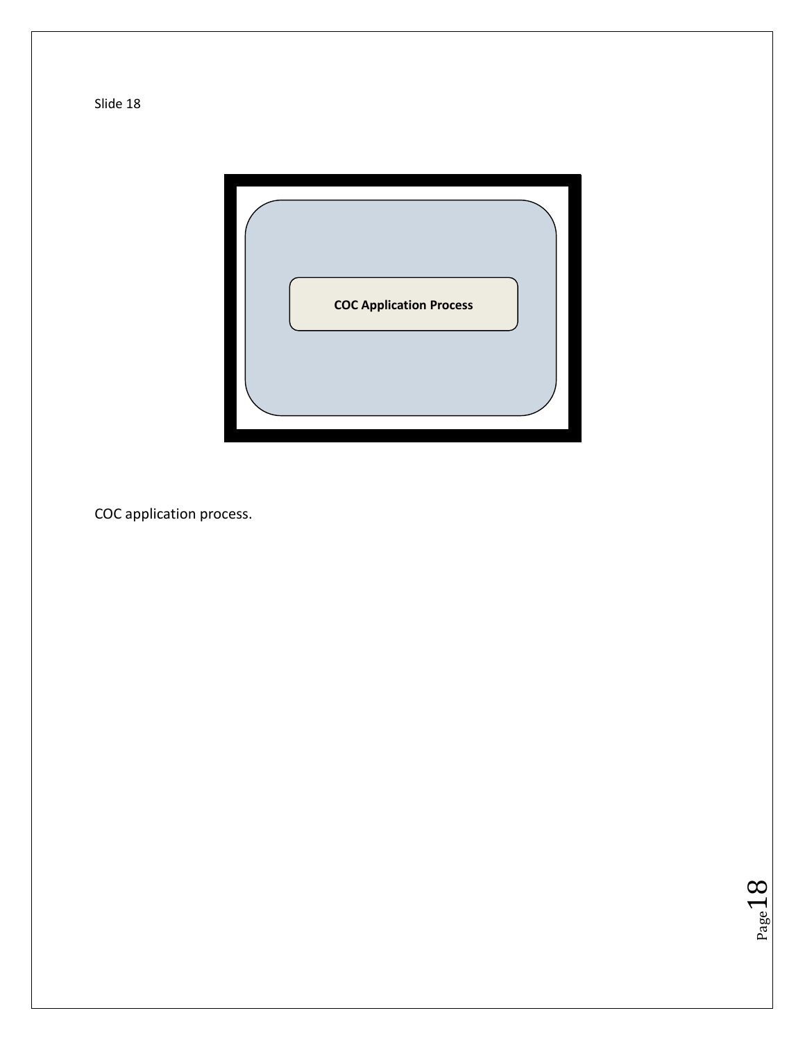Slide 18

COC Application Process

COC application process.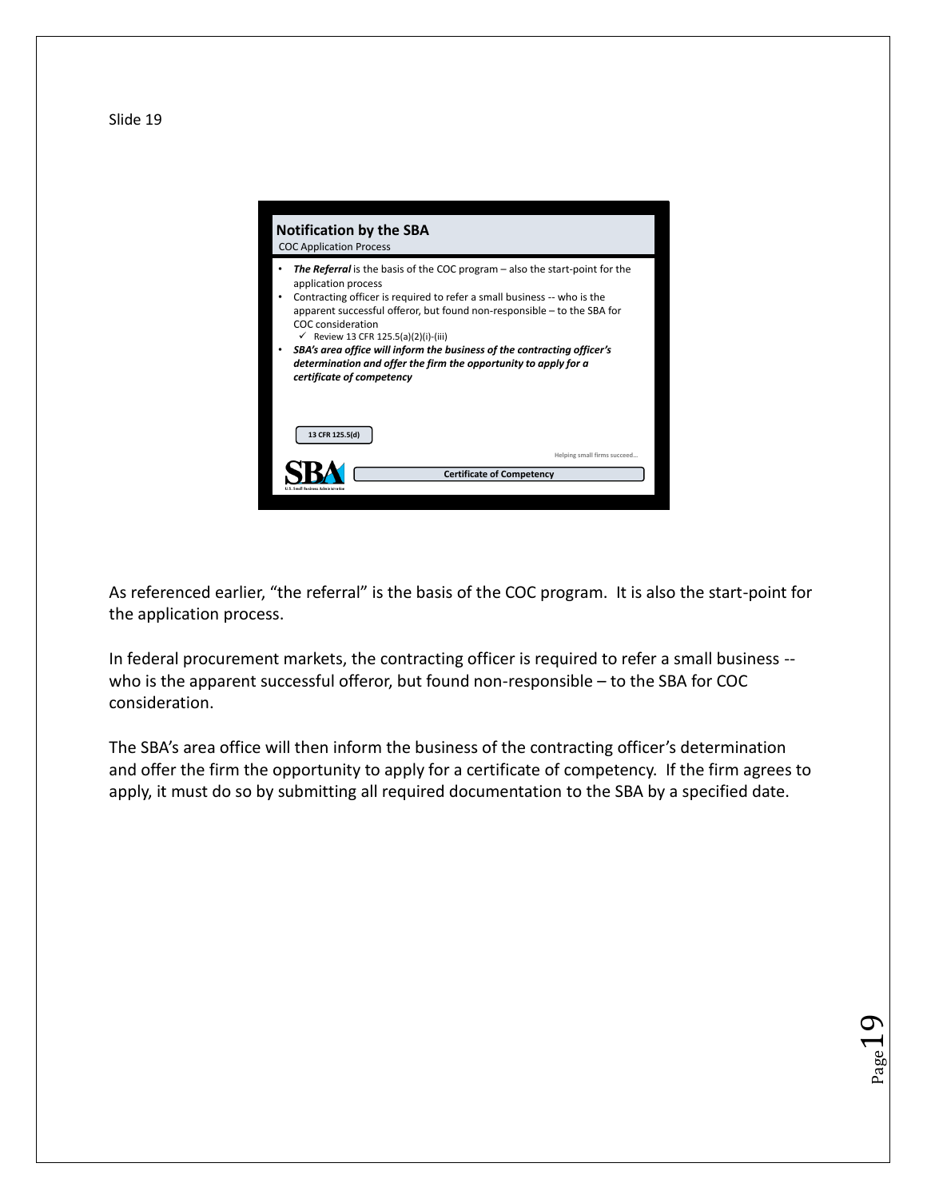Slide 19

## Notification by the SBA

COC Application Process

- ***The Referral*** is the basis of the COC program – also the start-point for the application process
- Contracting officer is required to refer a small business -- who is the apparent successful offeror, but found non-responsible – to the SBA for COC consideration
  - ✓ Review 13 CFR 125.5(a)(2)(i)-(iii)
- ***SBA's area office will inform the business of the contracting officer's determination and offer the firm the opportunity to apply for a certificate of competency***

13 CFR 125.5(d)

Helping small firms succeed…

Certificate of Competency

As referenced earlier, "the referral" is the basis of the COC program. It is also the start-point for the application process.

In federal procurement markets, the contracting officer is required to refer a small business -- who is the apparent successful offeror, but found non-responsible – to the SBA for COC consideration.

The SBA's area office will then inform the business of the contracting officer's determination and offer the firm the opportunity to apply for a certificate of competency. If the firm agrees to apply, it must do so by submitting all required documentation to the SBA by a specified date.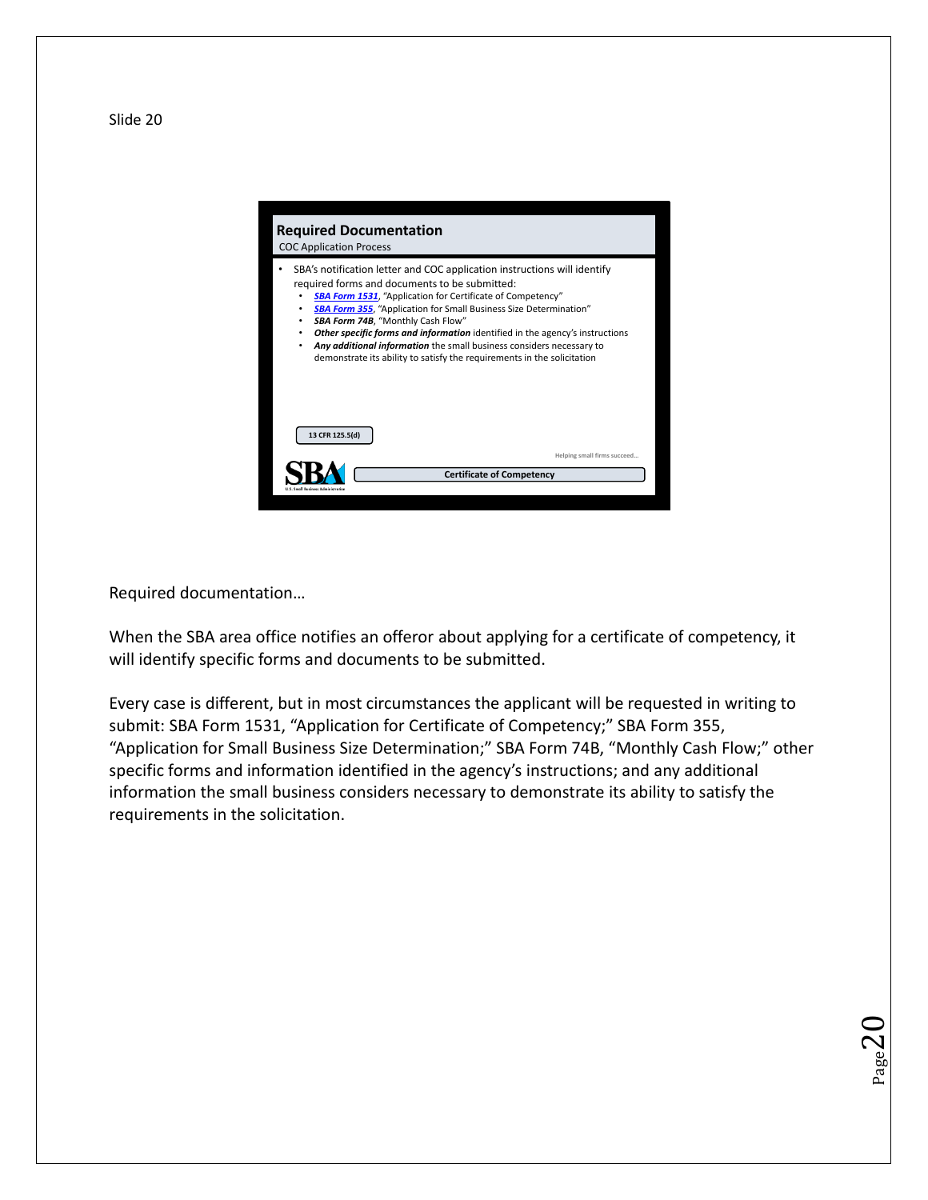Slide 20

## Required Documentation

COC Application Process

- SBA's notification letter and COC application instructions will identify required forms and documents to be submitted:
  - ***SBA Form 1531***, "Application for Certificate of Competency"
  - ***SBA Form 355***, "Application for Small Business Size Determination"
  - ***SBA Form 74B***, "Monthly Cash Flow"
  - ***Other specific forms and information*** identified in the agency's instructions
  - ***Any additional information*** the small business considers necessary to demonstrate its ability to satisfy the requirements in the solicitation

13 CFR 125.5(d)

Helping small firms succeed…

Certificate of Competency

Required documentation…

When the SBA area office notifies an offeror about applying for a certificate of competency, it will identify specific forms and documents to be submitted.

Every case is different, but in most circumstances the applicant will be requested in writing to submit: SBA Form 1531, "Application for Certificate of Competency;" SBA Form 355, "Application for Small Business Size Determination;" SBA Form 74B, "Monthly Cash Flow;" other specific forms and information identified in the agency's instructions; and any additional information the small business considers necessary to demonstrate its ability to satisfy the requirements in the solicitation.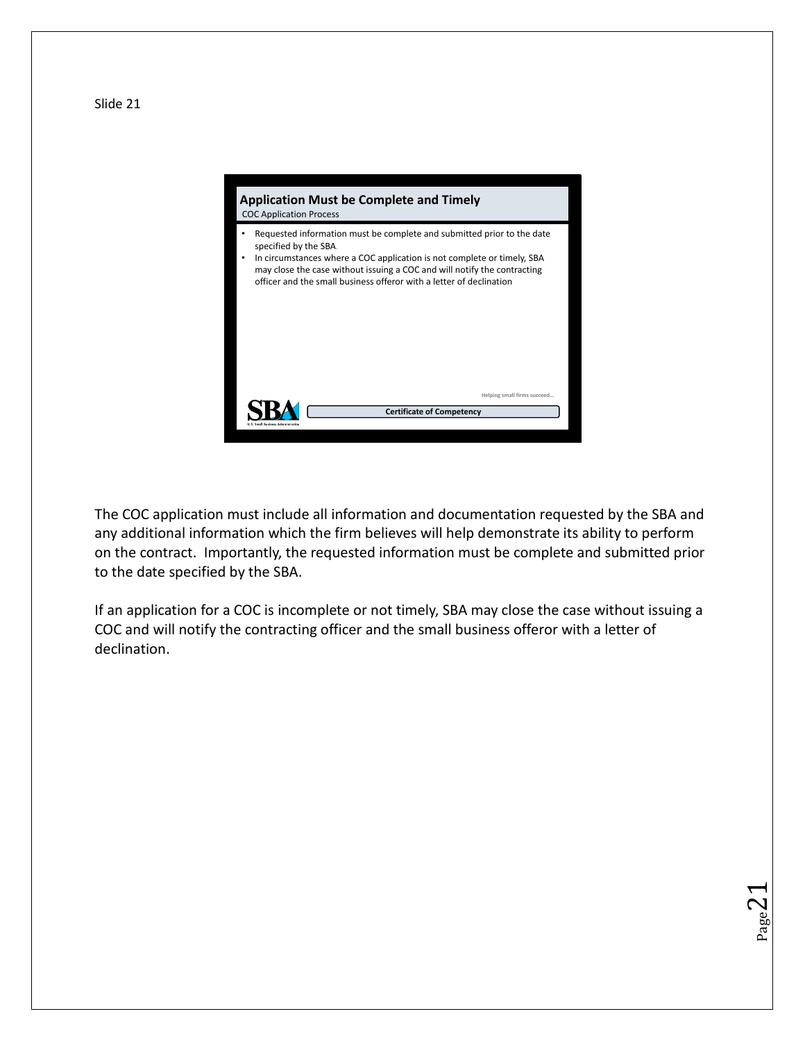Slide 21

## Application Must be Complete and Timely

COC Application Process

- Requested information must be complete and submitted prior to the date specified by the SBA.
- In circumstances where a COC application is not complete or timely, SBA may close the case without issuing a COC and will notify the contracting officer and the small business offeror with a letter of declination

Helping small firms succeed…

Certificate of Competency

The COC application must include all information and documentation requested by the SBA and any additional information which the firm believes will help demonstrate its ability to perform on the contract. Importantly, the requested information must be complete and submitted prior to the date specified by the SBA.

If an application for a COC is incomplete or not timely, SBA may close the case without issuing a COC and will notify the contracting officer and the small business offeror with a letter of declination.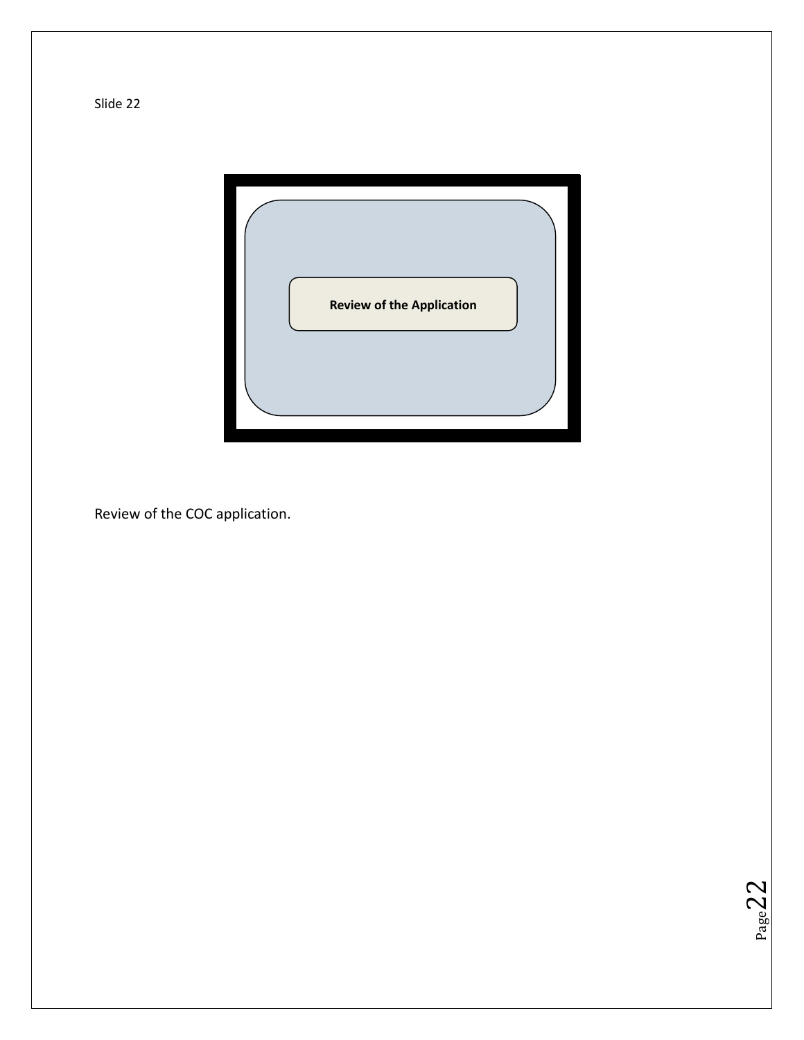Slide 22

**Review of the Application**

Review of the COC application.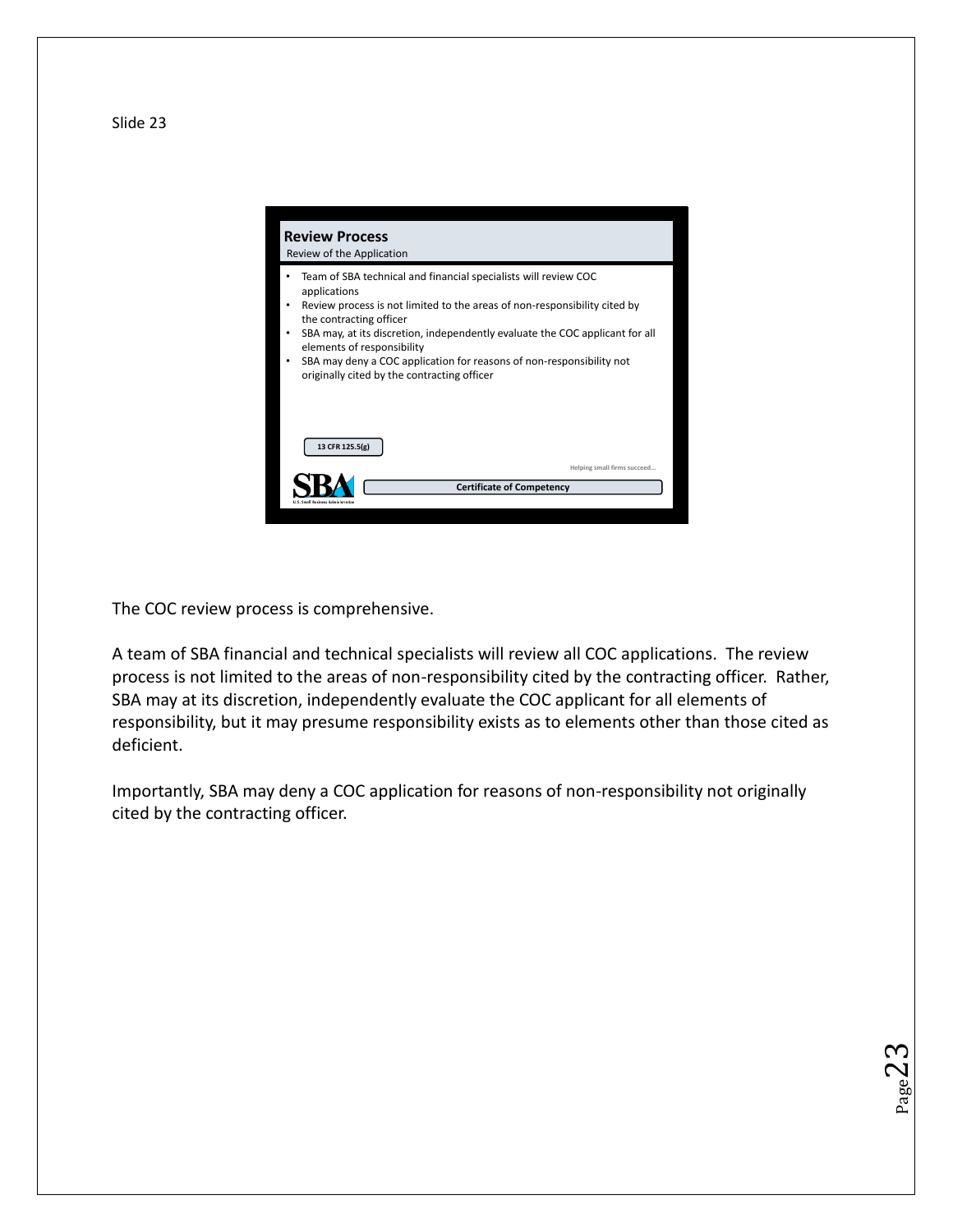Slide 23

## Review Process

Review of the Application

- Team of SBA technical and financial specialists will review COC applications
- Review process is not limited to the areas of non-responsibility cited by the contracting officer
- SBA may, at its discretion, independently evaluate the COC applicant for all elements of responsibility
- SBA may deny a COC application for reasons of non-responsibility not originally cited by the contracting officer

13 CFR 125.5(g)

Helping small firms succeed…

Certificate of Competency

The COC review process is comprehensive.

A team of SBA financial and technical specialists will review all COC applications. The review process is not limited to the areas of non-responsibility cited by the contracting officer. Rather, SBA may at its discretion, independently evaluate the COC applicant for all elements of responsibility, but it may presume responsibility exists as to elements other than those cited as deficient.

Importantly, SBA may deny a COC application for reasons of non-responsibility not originally cited by the contracting officer.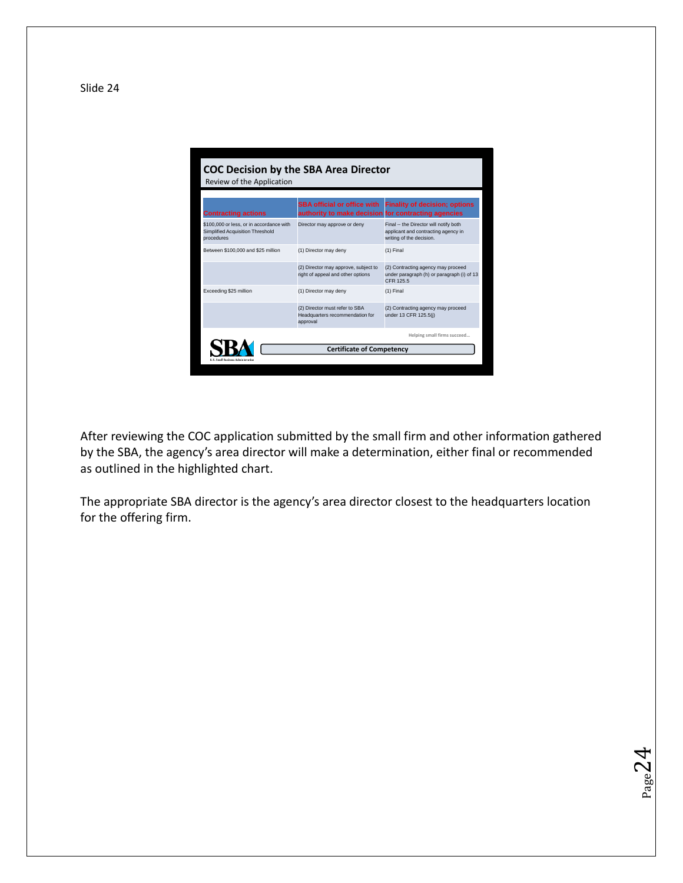Slide 24

## COC Decision by the SBA Area Director

Review of the Application

| Contracting actions | SBA official or office with authority to make decision | Finality of decision; options for contracting agencies |
|---|---|---|
| $100,000 or less, or in accordance with Simplified Acquisition Threshold procedures | Director may approve or deny | Final -- the Director will notify both applicant and contracting agency in writing of the decision. |
| Between $100,000 and $25 million | (1) Director may deny | (1) Final |
| | (2) Director may approve, subject to right of appeal and other options | (2) Contracting agency may proceed under paragraph (h) or paragraph (i) of 13 CFR 125.5 |
| Exceeding $25 million | (1) Director may deny | (1) Final |
| | (2) Director must refer to SBA Headquarters recommendation for approval | (2) Contracting agency may proceed under 13 CFR 125.5(j) |

Helping small firms succeed...

SBA U.S. Small Business Administration

Certificate of Competency

After reviewing the COC application submitted by the small firm and other information gathered by the SBA, the agency's area director will make a determination, either final or recommended as outlined in the highlighted chart.

The appropriate SBA director is the agency's area director closest to the headquarters location for the offering firm.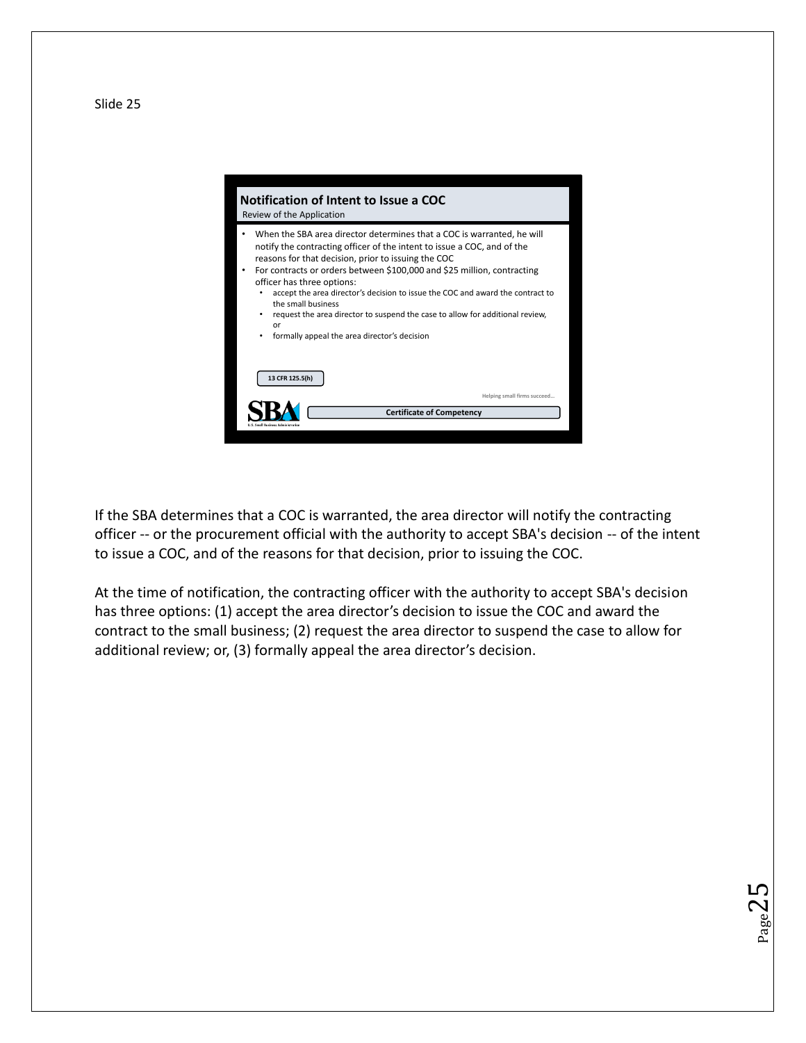Slide 25

## Notification of Intent to Issue a COC

Review of the Application

- When the SBA area director determines that a COC is warranted, he will notify the contracting officer of the intent to issue a COC, and of the reasons for that decision, prior to issuing the COC
- For contracts or orders between $100,000 and $25 million, contracting officer has three options:
  - accept the area director's decision to issue the COC and award the contract to the small business
  - request the area director to suspend the case to allow for additional review, or
  - formally appeal the area director's decision

13 CFR 125.5(h)

Helping small firms succeed…

Certificate of Competency

If the SBA determines that a COC is warranted, the area director will notify the contracting officer -- or the procurement official with the authority to accept SBA's decision -- of the intent to issue a COC, and of the reasons for that decision, prior to issuing the COC.

At the time of notification, the contracting officer with the authority to accept SBA's decision has three options: (1) accept the area director's decision to issue the COC and award the contract to the small business; (2) request the area director to suspend the case to allow for additional review; or, (3) formally appeal the area director's decision.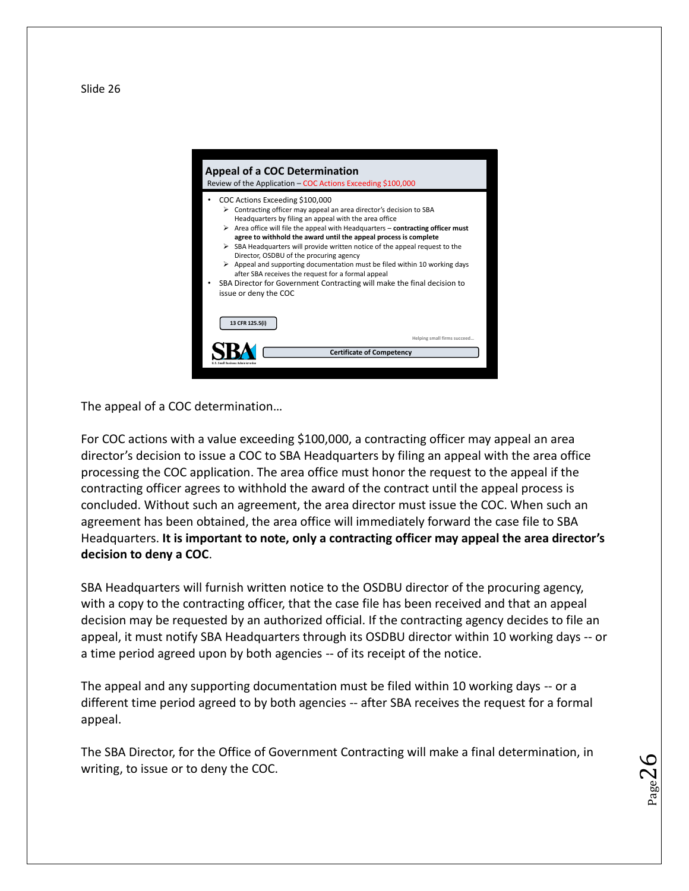Slide 26

## Appeal of a COC Determination

Review of the Application – COC Actions Exceeding $100,000

- COC Actions Exceeding $100,000
  - Contracting officer may appeal an area director's decision to SBA Headquarters by filing an appeal with the area office
  - Area office will file the appeal with Headquarters – **contracting officer must agree to withhold the award until the appeal process is complete**
  - SBA Headquarters will provide written notice of the appeal request to the Director, OSDBU of the procuring agency
  - Appeal and supporting documentation must be filed within 10 working days after SBA receives the request for a formal appeal
- SBA Director for Government Contracting will make the final decision to issue or deny the COC

13 CFR 125.5(i)

Helping small firms succeed…

Certificate of Competency

The appeal of a COC determination…

For COC actions with a value exceeding $100,000, a contracting officer may appeal an area director's decision to issue a COC to SBA Headquarters by filing an appeal with the area office processing the COC application. The area office must honor the request to the appeal if the contracting officer agrees to withhold the award of the contract until the appeal process is concluded. Without such an agreement, the area director must issue the COC. When such an agreement has been obtained, the area office will immediately forward the case file to SBA Headquarters. **It is important to note, only a contracting officer may appeal the area director's decision to deny a COC**.

SBA Headquarters will furnish written notice to the OSDBU director of the procuring agency, with a copy to the contracting officer, that the case file has been received and that an appeal decision may be requested by an authorized official. If the contracting agency decides to file an appeal, it must notify SBA Headquarters through its OSDBU director within 10 working days -- or a time period agreed upon by both agencies -- of its receipt of the notice.

The appeal and any supporting documentation must be filed within 10 working days -- or a different time period agreed to by both agencies -- after SBA receives the request for a formal appeal.

The SBA Director, for the Office of Government Contracting will make a final determination, in writing, to issue or to deny the COC.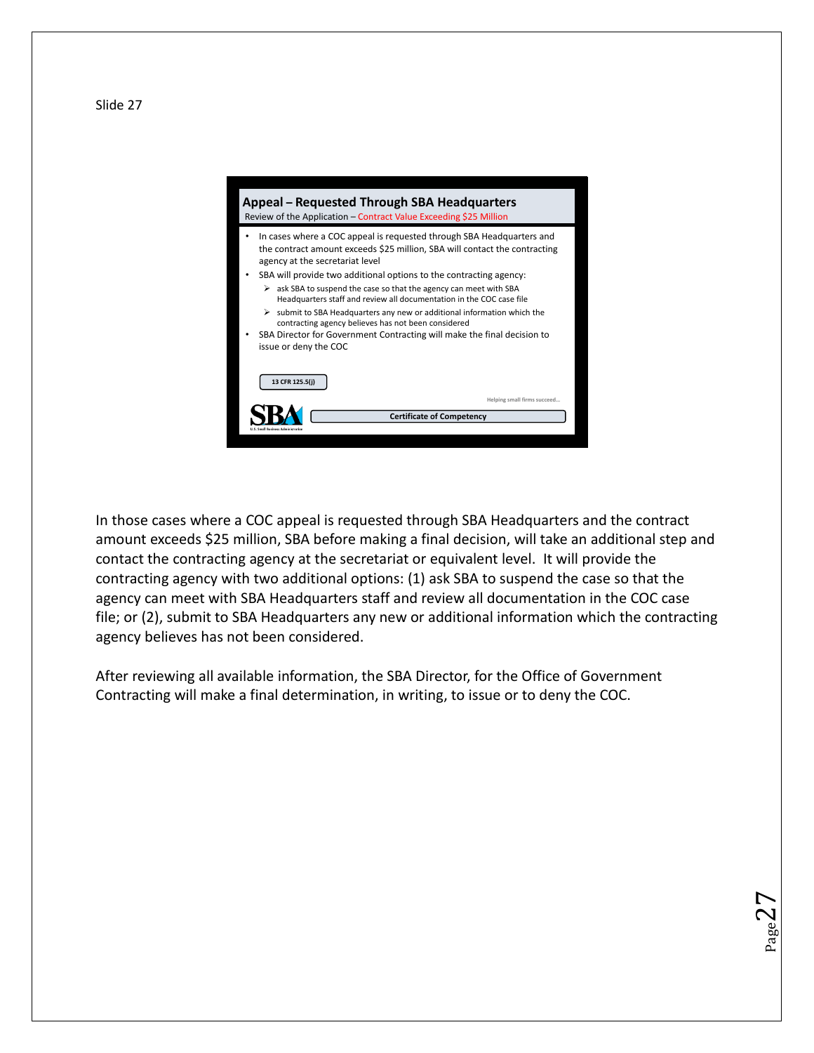Slide 27

## Appeal – Requested Through SBA Headquarters

Review of the Application – Contract Value Exceeding $25 Million

- In cases where a COC appeal is requested through SBA Headquarters and the contract amount exceeds $25 million, SBA will contact the contracting agency at the secretariat level
- SBA will provide two additional options to the contracting agency:
  - ask SBA to suspend the case so that the agency can meet with SBA Headquarters staff and review all documentation in the COC case file
  - submit to SBA Headquarters any new or additional information which the contracting agency believes has not been considered
- SBA Director for Government Contracting will make the final decision to issue or deny the COC

13 CFR 125.5(j)

Helping small firms succeed…

Certificate of Competency

In those cases where a COC appeal is requested through SBA Headquarters and the contract amount exceeds $25 million, SBA before making a final decision, will take an additional step and contact the contracting agency at the secretariat or equivalent level. It will provide the contracting agency with two additional options: (1) ask SBA to suspend the case so that the agency can meet with SBA Headquarters staff and review all documentation in the COC case file; or (2), submit to SBA Headquarters any new or additional information which the contracting agency believes has not been considered.

After reviewing all available information, the SBA Director, for the Office of Government Contracting will make a final determination, in writing, to issue or to deny the COC.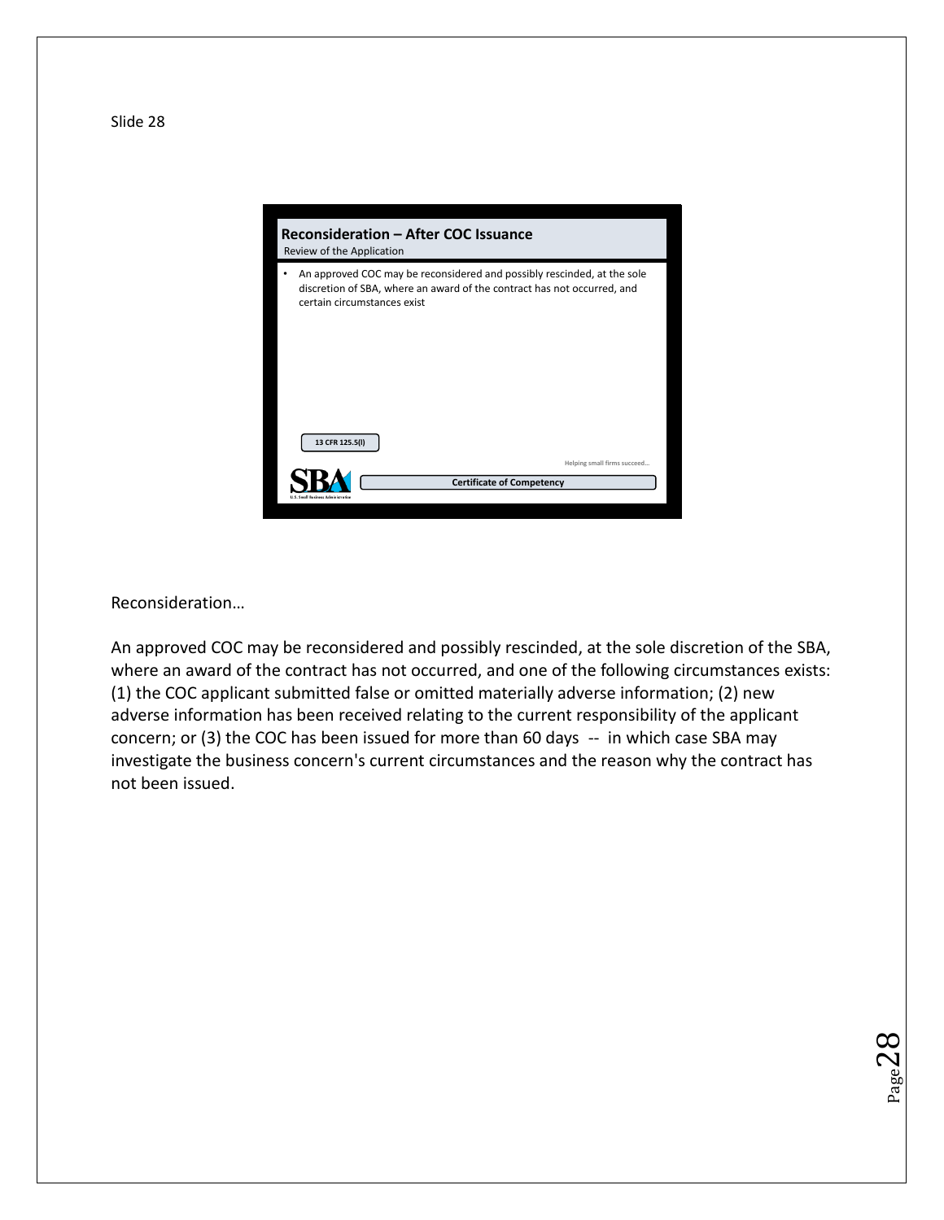Slide 28

## Reconsideration – After COC Issuance

Review of the Application

- An approved COC may be reconsidered and possibly rescinded, at the sole discretion of SBA, where an award of the contract has not occurred, and certain circumstances exist

13 CFR 125.5(l)

Helping small firms succeed…

Certificate of Competency

Reconsideration…

An approved COC may be reconsidered and possibly rescinded, at the sole discretion of the SBA, where an award of the contract has not occurred, and one of the following circumstances exists: (1) the COC applicant submitted false or omitted materially adverse information; (2) new adverse information has been received relating to the current responsibility of the applicant concern; or (3) the COC has been issued for more than 60 days -- in which case SBA may investigate the business concern's current circumstances and the reason why the contract has not been issued.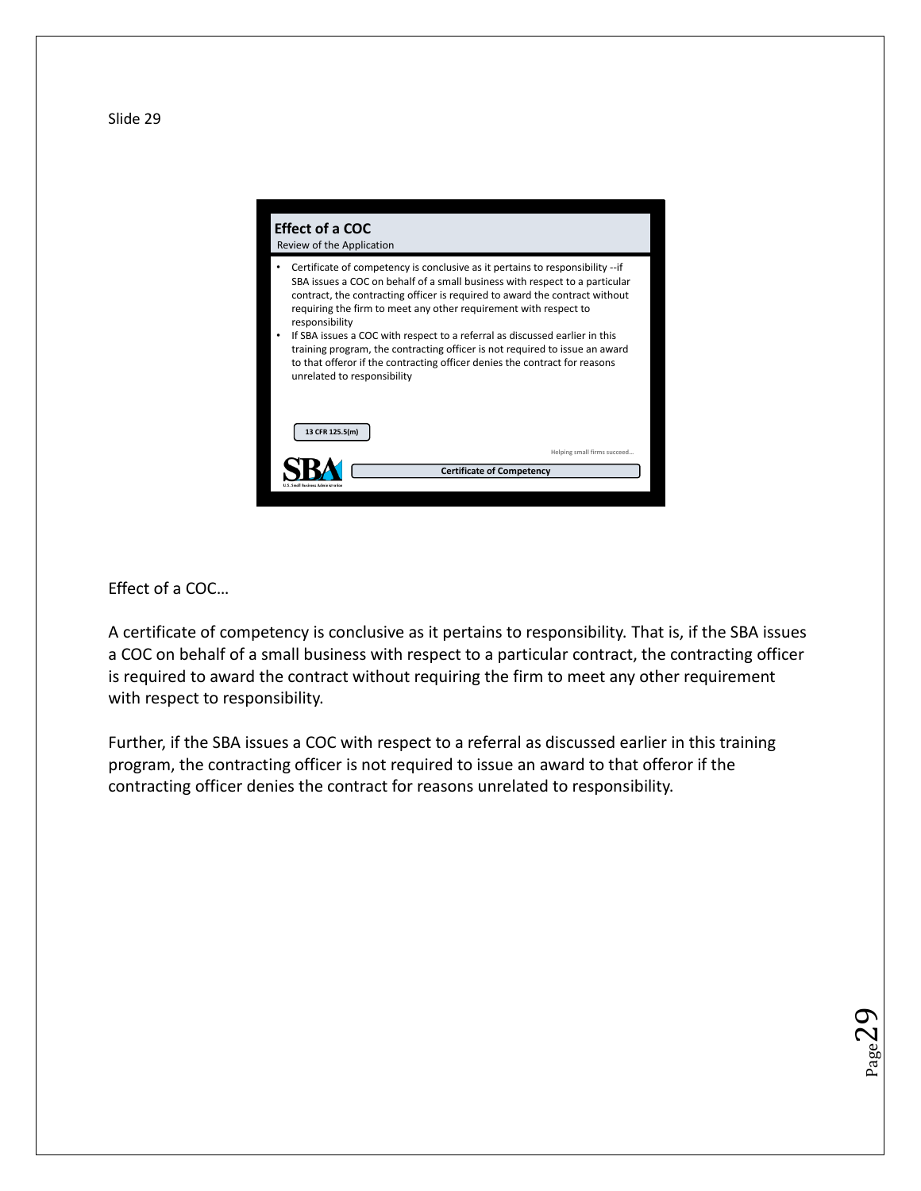Slide 29

## Effect of a COC

Review of the Application

- Certificate of competency is conclusive as it pertains to responsibility --if SBA issues a COC on behalf of a small business with respect to a particular contract, the contracting officer is required to award the contract without requiring the firm to meet any other requirement with respect to responsibility
- If SBA issues a COC with respect to a referral as discussed earlier in this training program, the contracting officer is not required to issue an award to that offeror if the contracting officer denies the contract for reasons unrelated to responsibility

13 CFR 125.5(m)

Helping small firms succeed…

SBA U.S. Small Business Administration

Certificate of Competency

Effect of a COC…

A certificate of competency is conclusive as it pertains to responsibility. That is, if the SBA issues a COC on behalf of a small business with respect to a particular contract, the contracting officer is required to award the contract without requiring the firm to meet any other requirement with respect to responsibility.

Further, if the SBA issues a COC with respect to a referral as discussed earlier in this training program, the contracting officer is not required to issue an award to that offeror if the contracting officer denies the contract for reasons unrelated to responsibility.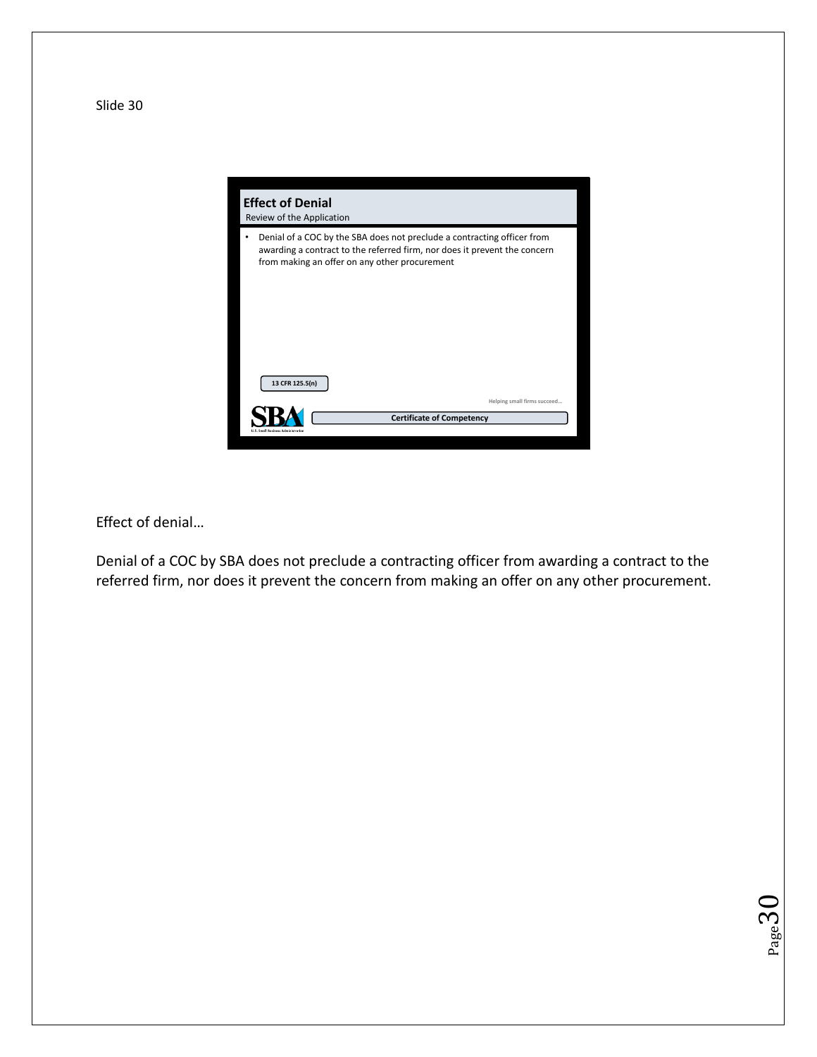Slide 30

## Effect of Denial

Review of the Application

- Denial of a COC by the SBA does not preclude a contracting officer from awarding a contract to the referred firm, nor does it prevent the concern from making an offer on any other procurement

13 CFR 125.5(n)

Helping small firms succeed…

Certificate of Competency

Effect of denial…

Denial of a COC by SBA does not preclude a contracting officer from awarding a contract to the referred firm, nor does it prevent the concern from making an offer on any other procurement.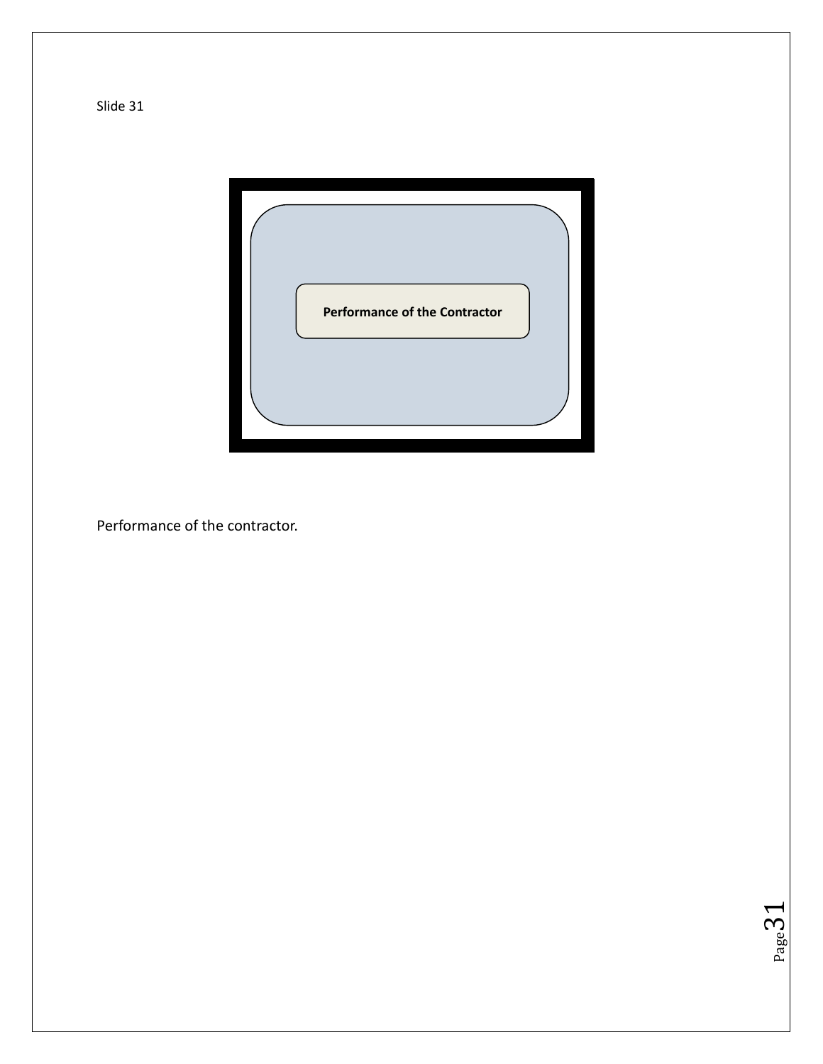Slide 31

**Performance of the Contractor**

Performance of the contractor.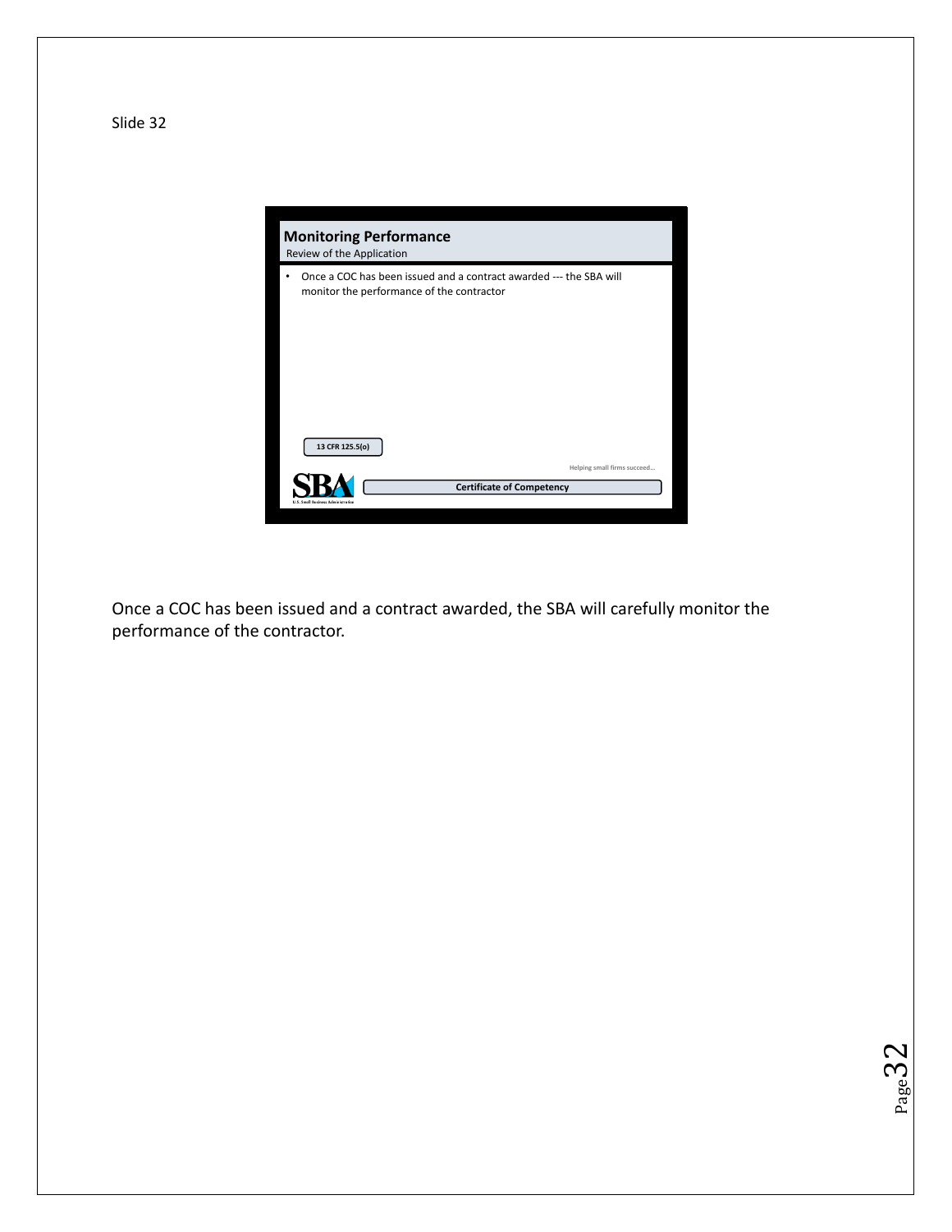Slide 32

## Monitoring Performance

Review of the Application

- Once a COC has been issued and a contract awarded --- the SBA will monitor the performance of the contractor

13 CFR 125.5(o)

Helping small firms succeed...

Certificate of Competency

Once a COC has been issued and a contract awarded, the SBA will carefully monitor the performance of the contractor.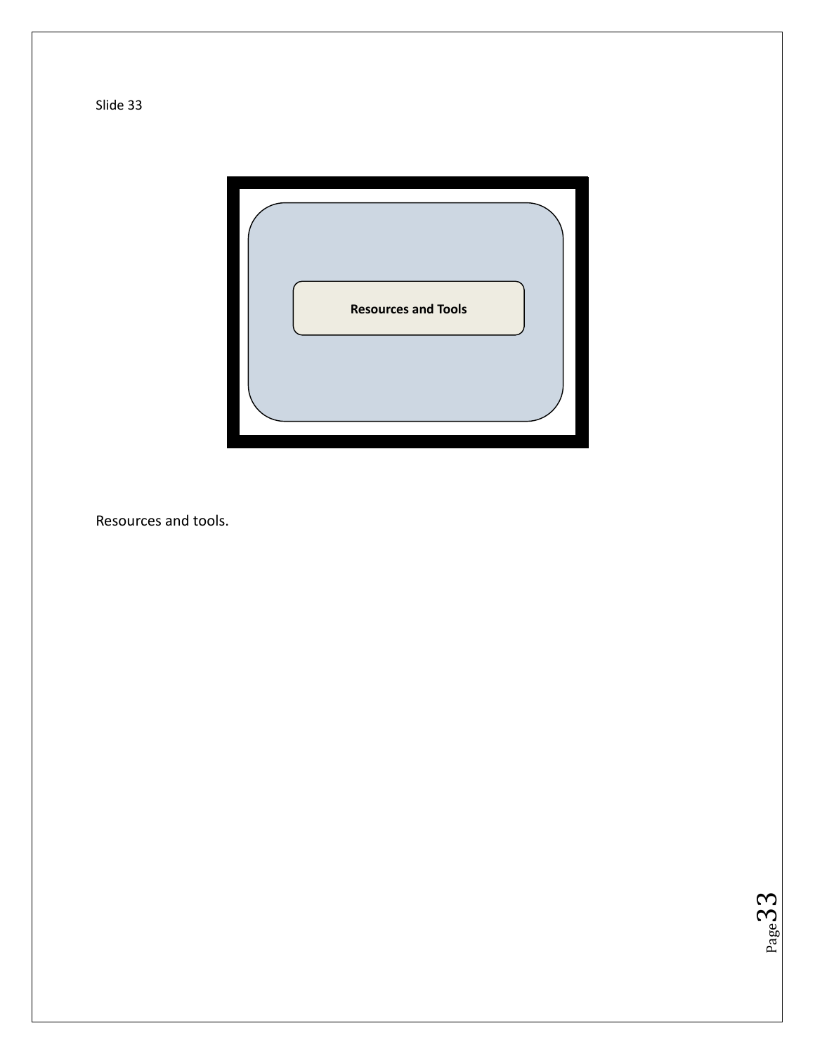Slide 33

Resources and Tools

Resources and tools.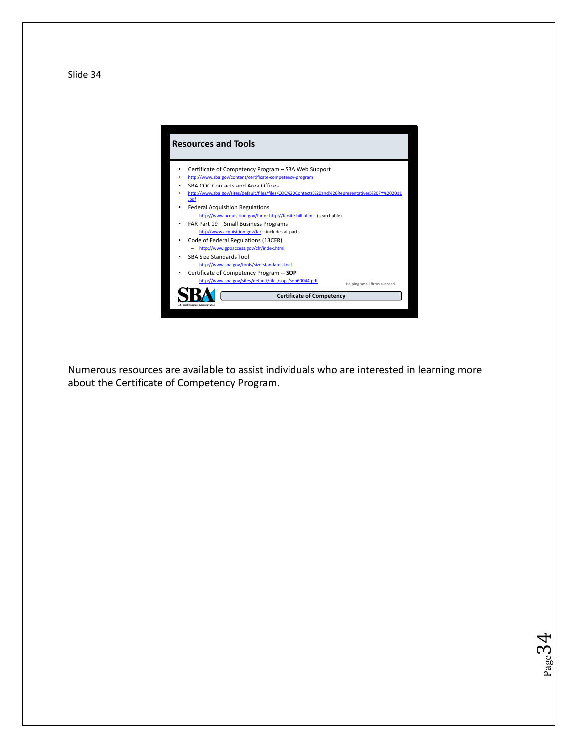Slide 34

## Resources and Tools

- Certificate of Competency Program – SBA Web Support
- http://www.sba.gov/content/certificate-competency-program
- SBA COC Contacts and Area Offices
- http://www.sba.gov/sites/default/files/files/COC%20Contacts%20and%20Representatives%20FY%202011.pdf
- Federal Acquisition Regulations
  - http://www.acquisition.gov/far or http://farsite.hill.af.mil (searchable)
- FAR Part 19 – Small Business Programs
  - http//www.acquisition.gov/far – includes all parts
- Code of Federal Regulations (13CFR)
  - http://www.gpoaccess.gov/cfr/index.html
- SBA Size Standards Tool
  - http://www.sba.gov/tools/size-standards-tool
- Certificate of Competency Program -- **SOP**
  - http://www.sba.gov/sites/default/files/sops/sop60044.pdf

Helping small firms succeed…

SBA U.S. Small Business Administration

**Certificate of Competency**

Numerous resources are available to assist individuals who are interested in learning more about the Certificate of Competency Program.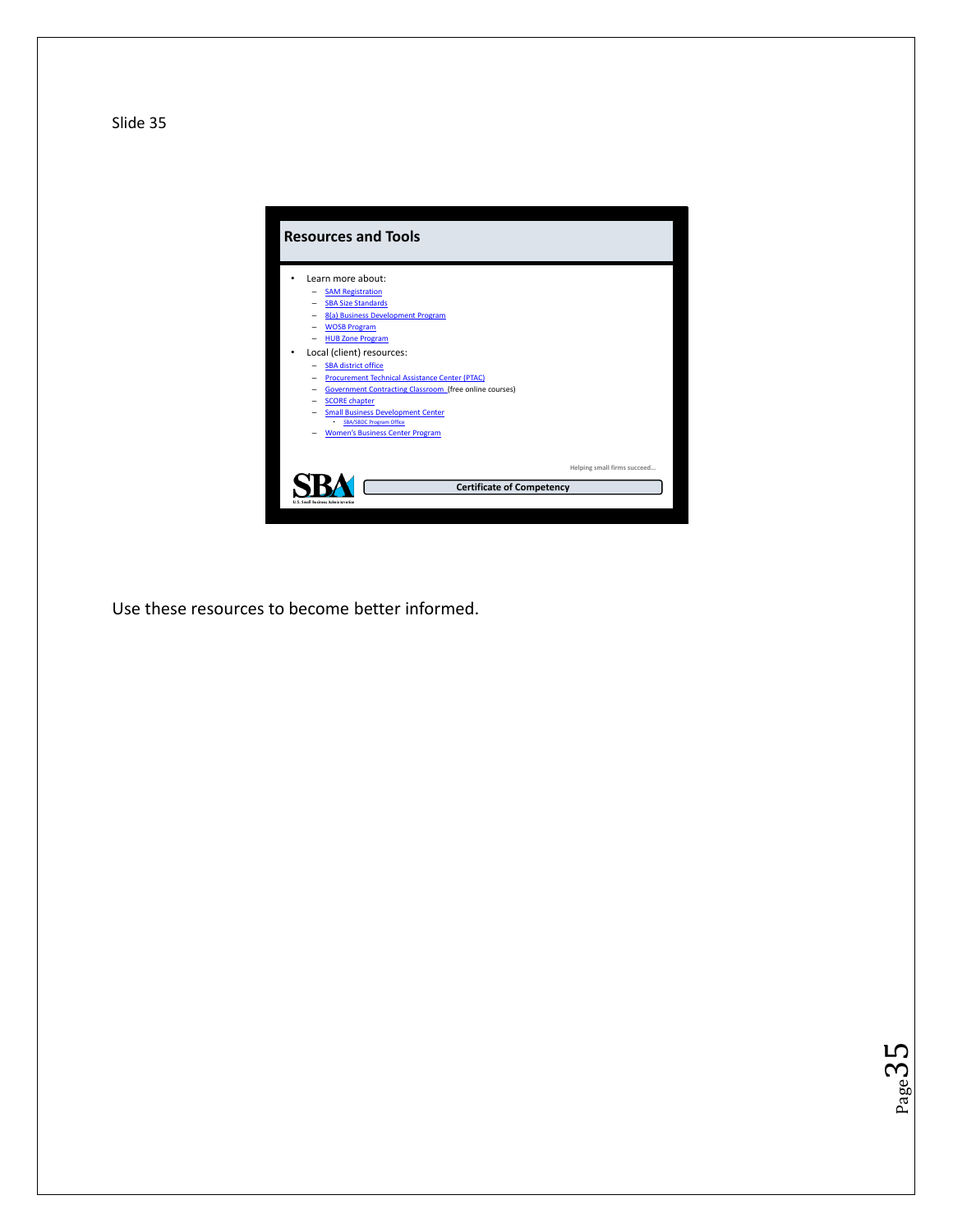Slide 35

## Resources and Tools

- Learn more about:
  - SAM Registration
  - SBA Size Standards
  - 8(a) Business Development Program
  - WOSB Program
  - HUB Zone Program
- Local (client) resources:
  - SBA district office
  - Procurement Technical Assistance Center (PTAC)
  - Government Contracting Classroom (free online courses)
  - SCORE chapter
  - Small Business Development Center
    - SBA/SBDC Program Office
  - Women's Business Center Program

Helping small firms succeed…

SBA U.S. Small Business Administration

Certificate of Competency

Use these resources to become better informed.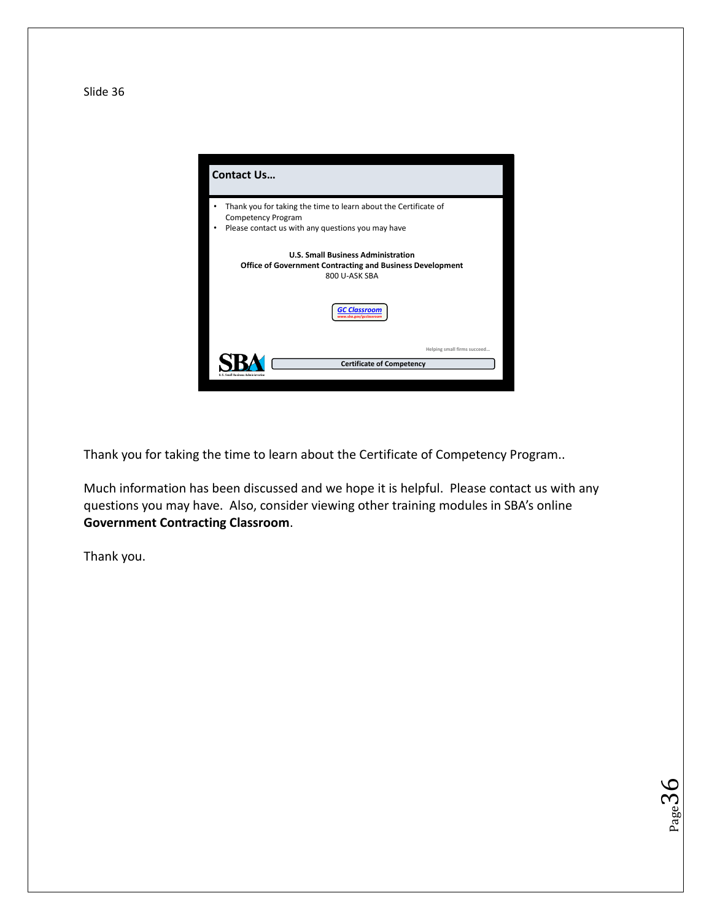Slide 36

## Contact Us…

- Thank you for taking the time to learn about the Certificate of Competency Program
- Please contact us with any questions you may have

**U.S. Small Business Administration**
**Office of Government Contracting and Business Development**
800 U-ASK SBA

*GC Classroom*
www.sba.gov/gcclassroom

Helping small firms succeed…

**Certificate of Competency**

Thank you for taking the time to learn about the Certificate of Competency Program..

Much information has been discussed and we hope it is helpful. Please contact us with any questions you may have. Also, consider viewing other training modules in SBA's online **Government Contracting Classroom**.

Thank you.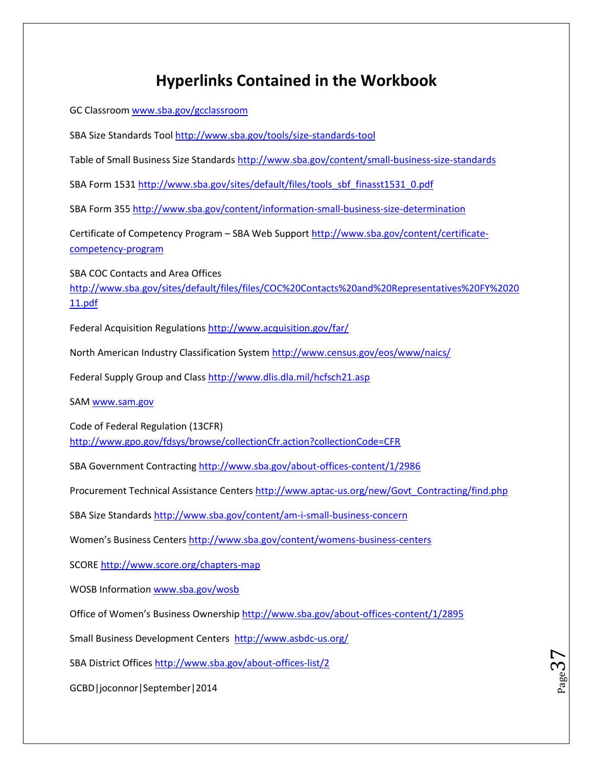# Hyperlinks Contained in the Workbook

GC Classroom www.sba.gov/gcclassroom

SBA Size Standards Tool http://www.sba.gov/tools/size-standards-tool

Table of Small Business Size Standards http://www.sba.gov/content/small-business-size-standards

SBA Form 1531 http://www.sba.gov/sites/default/files/tools_sbf_finasst1531_0.pdf

SBA Form 355 http://www.sba.gov/content/information-small-business-size-determination

Certificate of Competency Program – SBA Web Support http://www.sba.gov/content/certificate-competency-program

SBA COC Contacts and Area Offices
http://www.sba.gov/sites/default/files/files/COC%20Contacts%20and%20Representatives%20FY%202011.pdf

Federal Acquisition Regulations http://www.acquisition.gov/far/

North American Industry Classification System http://www.census.gov/eos/www/naics/

Federal Supply Group and Class http://www.dlis.dla.mil/hcfsch21.asp

SAM www.sam.gov

Code of Federal Regulation (13CFR)
http://www.gpo.gov/fdsys/browse/collectionCfr.action?collectionCode=CFR

SBA Government Contracting http://www.sba.gov/about-offices-content/1/2986

Procurement Technical Assistance Centers http://www.aptac-us.org/new/Govt_Contracting/find.php

SBA Size Standards http://www.sba.gov/content/am-i-small-business-concern

Women's Business Centers http://www.sba.gov/content/womens-business-centers

SCORE http://www.score.org/chapters-map

WOSB Information www.sba.gov/wosb

Office of Women's Business Ownership http://www.sba.gov/about-offices-content/1/2895

Small Business Development Centers http://www.asbdc-us.org/

SBA District Offices http://www.sba.gov/about-offices-list/2

GCBD|joconnor|September|2014